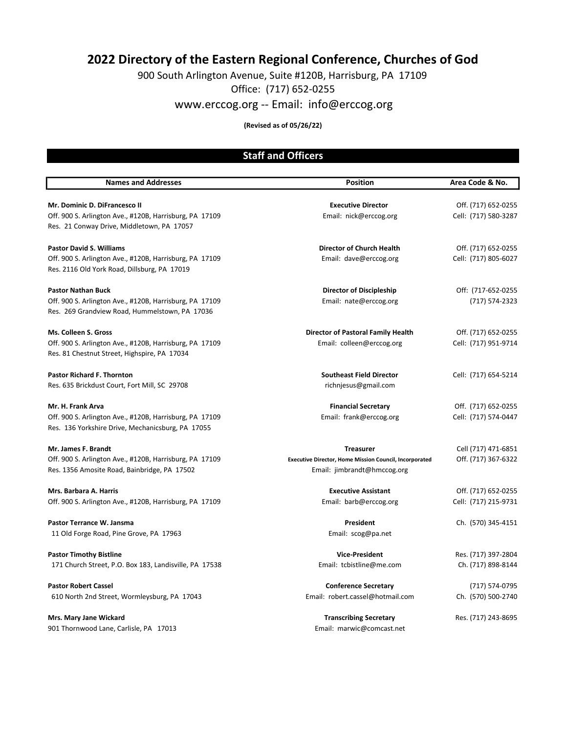# 2022 Directory of the Eastern Regional Conference, Churches of God

900 South Arlington Avenue, Suite #120B, Harrisburg, PA 17109

Office: (717) 652-0255

www.erccog.org -- Email: info@erccog.org

**(Revised as of 05/26/22)**

## Staff and Officers

| Names and Addresses | Position | Area Code & No. |
|---|---|---|
| **Mr. Dominic D. DiFrancesco II**<br>Off. 900 S. Arlington Ave., #120B, Harrisburg, PA 17109<br>Res. 21 Conway Drive, Middletown, PA 17057 | **Executive Director**<br>Email: nick@erccog.org | Off. (717) 652-0255<br>Cell: (717) 580-3287 |
| **Pastor David S. Williams**<br>Off. 900 S. Arlington Ave., #120B, Harrisburg, PA 17109<br>Res. 2116 Old York Road, Dillsburg, PA 17019 | **Director of Church Health**<br>Email: dave@erccog.org | Off. (717) 652-0255<br>Cell: (717) 805-6027 |
| **Pastor Nathan Buck**<br>Off. 900 S. Arlington Ave., #120B, Harrisburg, PA 17109<br>Res. 269 Grandview Road, Hummelstown, PA 17036 | **Director of Discipleship**<br>Email: nate@erccog.org | Off: (717-652-0255<br>(717) 574-2323 |
| **Ms. Colleen S. Gross**<br>Off. 900 S. Arlington Ave., #120B, Harrisburg, PA 17109<br>Res. 81 Chestnut Street, Highspire, PA 17034 | **Director of Pastoral Family Health**<br>Email: colleen@erccog.org | Off. (717) 652-0255<br>Cell: (717) 951-9714 |
| **Pastor Richard F. Thornton**<br>Res. 635 Brickdust Court, Fort Mill, SC 29708 | **Southeast Field Director**<br>richnjesus@gmail.com | Cell: (717) 654-5214 |
| **Mr. H. Frank Arva**<br>Off. 900 S. Arlington Ave., #120B, Harrisburg, PA 17109<br>Res. 136 Yorkshire Drive, Mechanicsburg, PA 17055 | **Financial Secretary**<br>Email: frank@erccog.org | Off. (717) 652-0255<br>Cell: (717) 574-0447 |
| **Mr. James F. Brandt**<br>Off. 900 S. Arlington Ave., #120B, Harrisburg, PA 17109<br>Res. 1356 Amosite Road, Bainbridge, PA 17502 | **Treasurer**<br>**Executive Director, Home Mission Council, Incorporated**<br>Email: jimbrandt@hmccog.org | Cell (717) 471-6851<br>Off. (717) 367-6322 |
| **Mrs. Barbara A. Harris**<br>Off. 900 S. Arlington Ave., #120B, Harrisburg, PA 17109 | **Executive Assistant**<br>Email: barb@erccog.org | Off. (717) 652-0255<br>Cell: (717) 215-9731 |
| **Pastor Terrance W. Jansma**<br>11 Old Forge Road, Pine Grove, PA 17963 | **President**<br>Email: scog@pa.net | Ch. (570) 345-4151 |
| **Pastor Timothy Bistline**<br>171 Church Street, P.O. Box 183, Landisville, PA 17538 | **Vice-President**<br>Email: tcbistline@me.com | Res. (717) 397-2804<br>Ch. (717) 898-8144 |
| **Pastor Robert Cassel**<br>610 North 2nd Street, Wormleysburg, PA 17043 | **Conference Secretary**<br>Email: robert.cassel@hotmail.com | (717) 574-0795<br>Ch. (570) 500-2740 |
| **Mrs. Mary Jane Wickard**<br>901 Thornwood Lane, Carlisle, PA 17013 | **Transcribing Secretary**<br>Email: marwic@comcast.net | Res. (717) 243-8695 |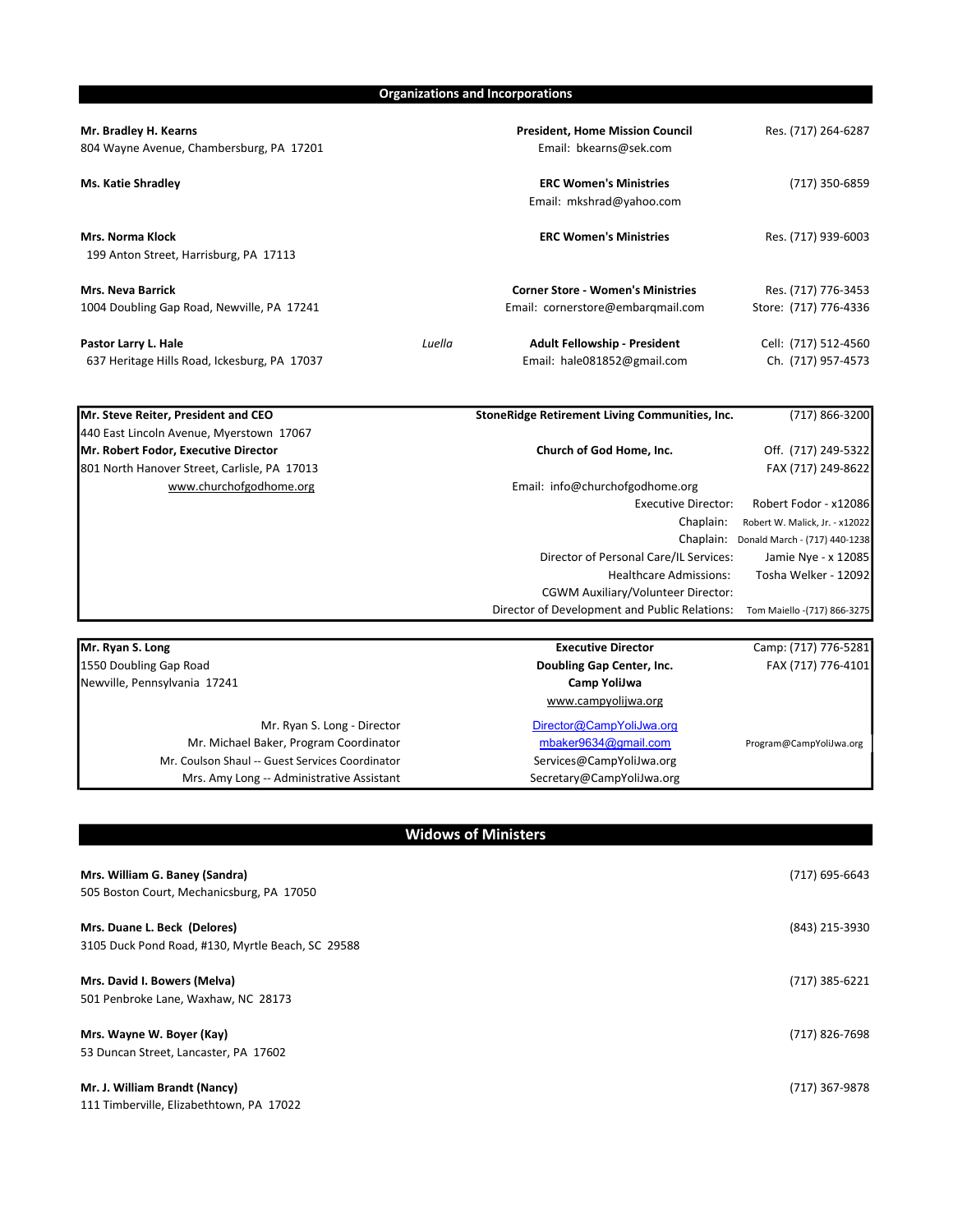## Organizations and Incorporations

**Mr. Bradley H. Kearns** — **President, Home Mission Council** — Res. (717) 264-6287
804 Wayne Avenue, Chambersburg, PA 17201 — Email: bkearns@sek.com

**Ms. Katie Shradley** — **ERC Women's Ministries** — (717) 350-6859
Email: mkshrad@yahoo.com

**Mrs. Norma Klock** — **ERC Women's Ministries** — Res. (717) 939-6003
199 Anton Street, Harrisburg, PA 17113

**Mrs. Neva Barrick** — **Corner Store - Women's Ministries** — Res. (717) 776-3453
1004 Doubling Gap Road, Newville, PA 17241 — Email: cornerstore@embarqmail.com — Store: (717) 776-4336

**Pastor Larry L. Hale** — *Luella* — **Adult Fellowship - President** — Cell: (717) 512-4560
637 Heritage Hills Road, Ickesburg, PA 17037 — Email: hale081852@gmail.com — Ch. (717) 957-4573

---

**Mr. Steve Reiter, President and CEO** — **StoneRidge Retirement Living Communities, Inc.** — (717) 866-3200
440 East Lincoln Avenue, Myerstown 17067

**Mr. Robert Fodor, Executive Director** — **Church of God Home, Inc.** — Off. (717) 249-5322
801 North Hanover Street, Carlisle, PA 17013 — FAX (717) 249-8622
www.churchofgodhome.org — Email: info@churchofgodhome.org

| | |
|---|---|
| Executive Director: | Robert Fodor - x12086 |
| Chaplain: | Robert W. Malick, Jr. - x12022 |
| Chaplain: | Donald March - (717) 440-1238 |
| Director of Personal Care/IL Services: | Jamie Nye - x 12085 |
| Healthcare Admissions: | Tosha Welker - 12092 |
| CGWM Auxiliary/Volunteer Director: | |
| Director of Development and Public Relations: | Tom Maiello -(717) 866-3275 |

---

**Mr. Ryan S. Long** — **Executive Director** — Camp: (717) 776-5281
1550 Doubling Gap Road — **Doubling Gap Center, Inc.** — FAX (717) 776-4101
Newville, Pennsylvania 17241 — **Camp YoliJwa**
www.campyolijwa.org

| | | |
|---|---|---|
| Mr. Ryan S. Long - Director | Director@CampYoliJwa.org | |
| Mr. Michael Baker, Program Coordinator | mbaker9634@gmail.com | Program@CampYoliJwa.org |
| Mr. Coulson Shaul -- Guest Services Coordinator | Services@CampYoliJwa.org | |
| Mrs. Amy Long -- Administrative Assistant | Secretary@CampYoliJwa.org | |

## Widows of Ministers

**Mrs. William G. Baney (Sandra)** — (717) 695-6643
505 Boston Court, Mechanicsburg, PA 17050

**Mrs. Duane L. Beck (Delores)** — (843) 215-3930
3105 Duck Pond Road, #130, Myrtle Beach, SC 29588

**Mrs. David I. Bowers (Melva)** — (717) 385-6221
501 Penbroke Lane, Waxhaw, NC 28173

**Mrs. Wayne W. Boyer (Kay)** — (717) 826-7698
53 Duncan Street, Lancaster, PA 17602

**Mr. J. William Brandt (Nancy)** — (717) 367-9878
111 Timberville, Elizabethtown, PA 17022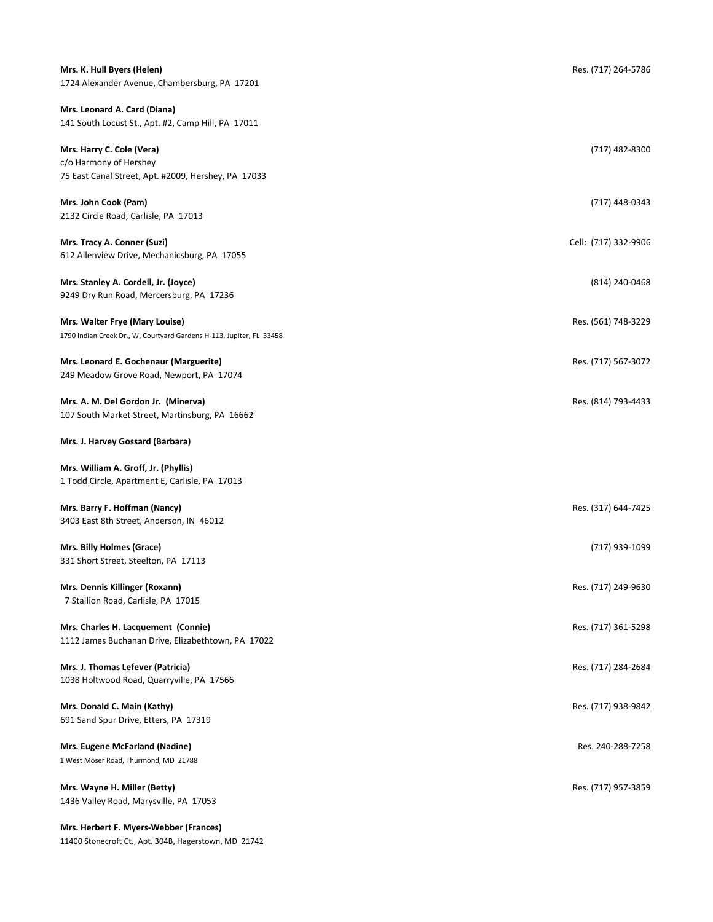**Mrs. K. Hull Byers (Helen)** Res. (717) 264-5786
1724 Alexander Avenue, Chambersburg, PA 17201

**Mrs. Leonard A. Card (Diana)**
141 South Locust St., Apt. #2, Camp Hill, PA 17011

**Mrs. Harry C. Cole (Vera)** (717) 482-8300
c/o Harmony of Hershey
75 East Canal Street, Apt. #2009, Hershey, PA 17033

**Mrs. John Cook (Pam)** (717) 448-0343
2132 Circle Road, Carlisle, PA 17013

**Mrs. Tracy A. Conner (Suzi)** Cell: (717) 332-9906
612 Allenview Drive, Mechanicsburg, PA 17055

**Mrs. Stanley A. Cordell, Jr. (Joyce)** (814) 240-0468
9249 Dry Run Road, Mercersburg, PA 17236

**Mrs. Walter Frye (Mary Louise)** Res. (561) 748-3229
1790 Indian Creek Dr., W, Courtyard Gardens H-113, Jupiter, FL 33458

**Mrs. Leonard E. Gochenaur (Marguerite)** Res. (717) 567-3072
249 Meadow Grove Road, Newport, PA 17074

**Mrs. A. M. Del Gordon Jr. (Minerva)** Res. (814) 793-4433
107 South Market Street, Martinsburg, PA 16662

**Mrs. J. Harvey Gossard (Barbara)**

**Mrs. William A. Groff, Jr. (Phyllis)**
1 Todd Circle, Apartment E, Carlisle, PA 17013

**Mrs. Barry F. Hoffman (Nancy)** Res. (317) 644-7425
3403 East 8th Street, Anderson, IN 46012

**Mrs. Billy Holmes (Grace)** (717) 939-1099
331 Short Street, Steelton, PA 17113

**Mrs. Dennis Killinger (Roxann)** Res. (717) 249-9630
7 Stallion Road, Carlisle, PA 17015

**Mrs. Charles H. Lacquement (Connie)** Res. (717) 361-5298
1112 James Buchanan Drive, Elizabethtown, PA 17022

**Mrs. J. Thomas Lefever (Patricia)** Res. (717) 284-2684
1038 Holtwood Road, Quarryville, PA 17566

**Mrs. Donald C. Main (Kathy)** Res. (717) 938-9842
691 Sand Spur Drive, Etters, PA 17319

**Mrs. Eugene McFarland (Nadine)** Res. 240-288-7258
1 West Moser Road, Thurmond, MD 21788

**Mrs. Wayne H. Miller (Betty)** Res. (717) 957-3859
1436 Valley Road, Marysville, PA 17053

**Mrs. Herbert F. Myers-Webber (Frances)**
11400 Stonecroft Ct., Apt. 304B, Hagerstown, MD 21742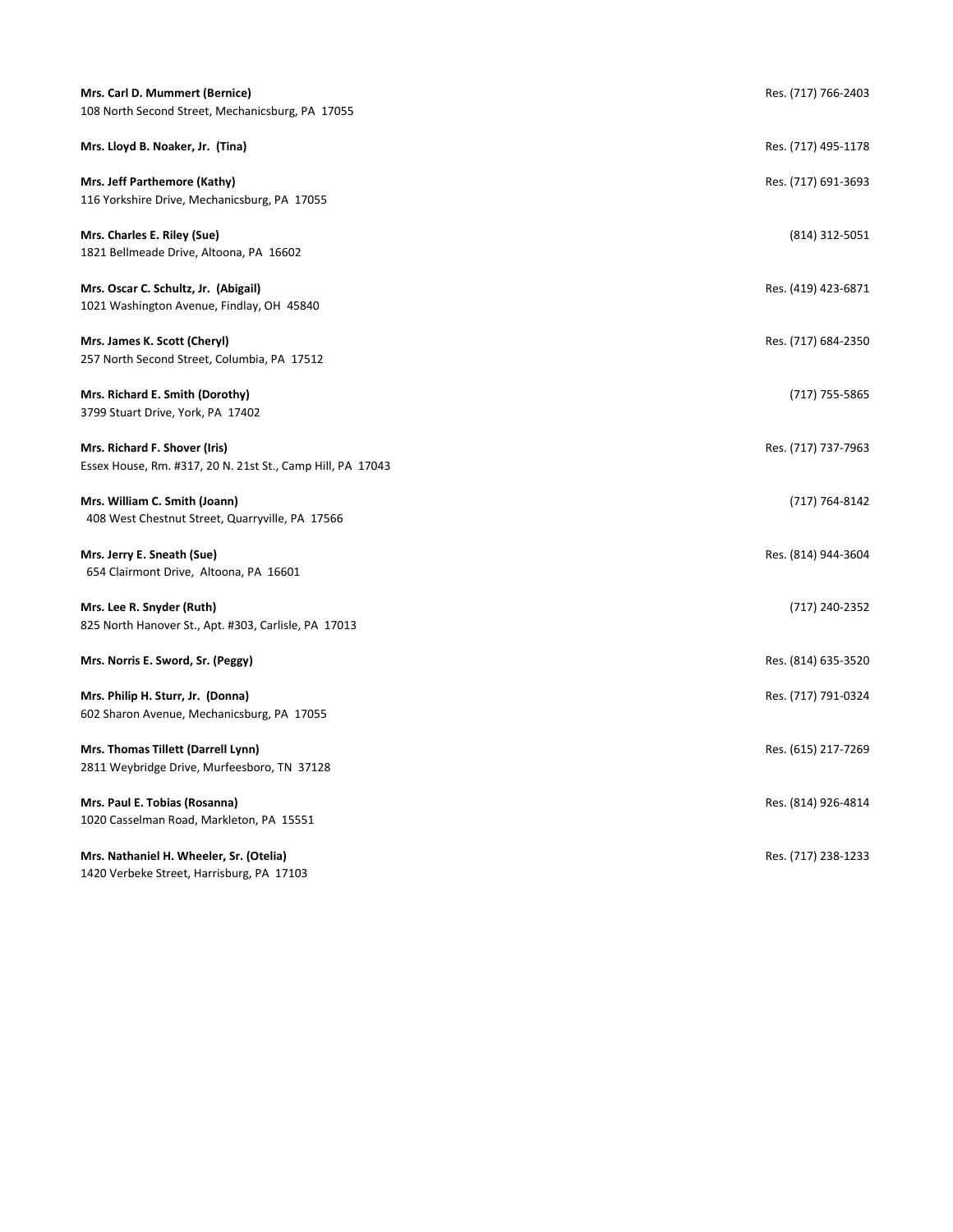**Mrs. Carl D. Mummert (Bernice)** Res. (717) 766-2403
108 North Second Street, Mechanicsburg, PA 17055

**Mrs. Lloyd B. Noaker, Jr. (Tina)** Res. (717) 495-1178

**Mrs. Jeff Parthemore (Kathy)** Res. (717) 691-3693
116 Yorkshire Drive, Mechanicsburg, PA 17055

**Mrs. Charles E. Riley (Sue)** (814) 312-5051
1821 Bellmeade Drive, Altoona, PA 16602

**Mrs. Oscar C. Schultz, Jr. (Abigail)** Res. (419) 423-6871
1021 Washington Avenue, Findlay, OH 45840

**Mrs. James K. Scott (Cheryl)** Res. (717) 684-2350
257 North Second Street, Columbia, PA 17512

**Mrs. Richard E. Smith (Dorothy)** (717) 755-5865
3799 Stuart Drive, York, PA 17402

**Mrs. Richard F. Shover (Iris)** Res. (717) 737-7963
Essex House, Rm. #317, 20 N. 21st St., Camp Hill, PA 17043

**Mrs. William C. Smith (Joann)** (717) 764-8142
408 West Chestnut Street, Quarryville, PA 17566

**Mrs. Jerry E. Sneath (Sue)** Res. (814) 944-3604
654 Clairmont Drive, Altoona, PA 16601

**Mrs. Lee R. Snyder (Ruth)** (717) 240-2352
825 North Hanover St., Apt. #303, Carlisle, PA 17013

**Mrs. Norris E. Sword, Sr. (Peggy)** Res. (814) 635-3520

**Mrs. Philip H. Sturr, Jr. (Donna)** Res. (717) 791-0324
602 Sharon Avenue, Mechanicsburg, PA 17055

**Mrs. Thomas Tillett (Darrell Lynn)** Res. (615) 217-7269
2811 Weybridge Drive, Murfeesboro, TN 37128

**Mrs. Paul E. Tobias (Rosanna)** Res. (814) 926-4814
1020 Casselman Road, Markleton, PA 15551

**Mrs. Nathaniel H. Wheeler, Sr. (Otelia)** Res. (717) 238-1233
1420 Verbeke Street, Harrisburg, PA 17103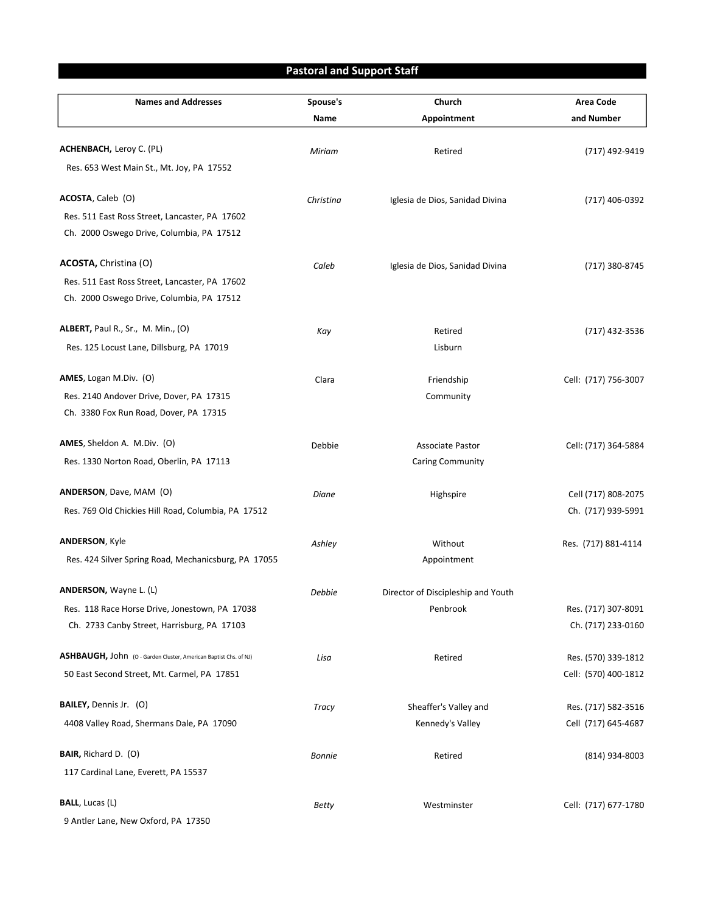## Pastoral and Support Staff

| Names and Addresses | Spouse's Name | Church Appointment | Area Code and Number |
|---|---|---|---|
| **ACHENBACH,** Leroy C. (PL)<br>Res. 653 West Main St., Mt. Joy, PA 17552 | *Miriam* | Retired | (717) 492-9419 |
| **ACOSTA**, Caleb (O)<br>Res. 511 East Ross Street, Lancaster, PA 17602<br>Ch. 2000 Oswego Drive, Columbia, PA 17512 | *Christina* | Iglesia de Dios, Sanidad Divina | (717) 406-0392 |
| **ACOSTA,** Christina (O)<br>Res. 511 East Ross Street, Lancaster, PA 17602<br>Ch. 2000 Oswego Drive, Columbia, PA 17512 | *Caleb* | Iglesia de Dios, Sanidad Divina | (717) 380-8745 |
| **ALBERT,** Paul R., Sr., M. Min., (O)<br>Res. 125 Locust Lane, Dillsburg, PA 17019 | *Kay* | Retired<br>Lisburn | (717) 432-3536 |
| **AMES**, Logan M.Div. (O)<br>Res. 2140 Andover Drive, Dover, PA 17315<br>Ch. 3380 Fox Run Road, Dover, PA 17315 | Clara | Friendship<br>Community | Cell: (717) 756-3007 |
| **AMES**, Sheldon A. M.Div. (O)<br>Res. 1330 Norton Road, Oberlin, PA 17113 | Debbie | Associate Pastor<br>Caring Community | Cell: (717) 364-5884 |
| **ANDERSON**, Dave, MAM (O)<br>Res. 769 Old Chickies Hill Road, Columbia, PA 17512 | *Diane* | Highspire | Cell (717) 808-2075<br>Ch. (717) 939-5991 |
| **ANDERSON**, Kyle<br>Res. 424 Silver Spring Road, Mechanicsburg, PA 17055 | *Ashley* | Without<br>Appointment | Res. (717) 881-4114 |
| **ANDERSON,** Wayne L. (L)<br>Res. 118 Race Horse Drive, Jonestown, PA 17038<br>Ch. 2733 Canby Street, Harrisburg, PA 17103 | *Debbie* | Director of Discipleship and Youth<br>Penbrook | Res. (717) 307-8091<br>Ch. (717) 233-0160 |
| **ASHBAUGH,** John (O - Garden Cluster, American Baptist Chs. of NJ)<br>50 East Second Street, Mt. Carmel, PA 17851 | *Lisa* | Retired | Res. (570) 339-1812<br>Cell: (570) 400-1812 |
| **BAILEY,** Dennis Jr. (O)<br>4408 Valley Road, Shermans Dale, PA 17090 | *Tracy* | Sheaffer's Valley and<br>Kennedy's Valley | Res. (717) 582-3516<br>Cell (717) 645-4687 |
| **BAIR,** Richard D. (O)<br>117 Cardinal Lane, Everett, PA 15537 | *Bonnie* | Retired | (814) 934-8003 |
| **BALL**, Lucas (L)<br>9 Antler Lane, New Oxford, PA 17350 | *Betty* | Westminster | Cell: (717) 677-1780 |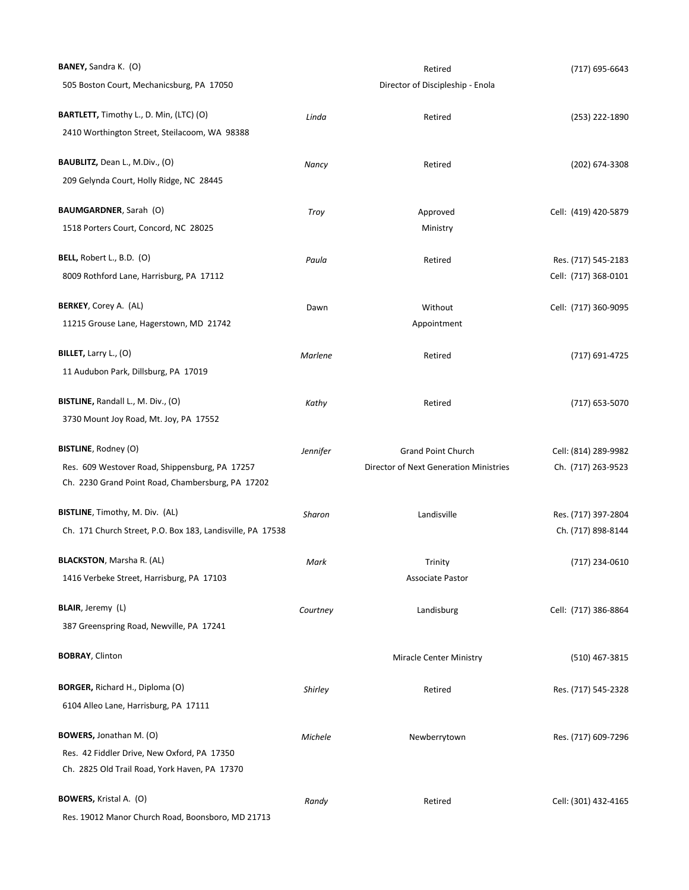| Name / Address | Spouse | Appointment | Phone |
| --- | --- | --- | --- |
| **BANEY,** Sandra K. (O)<br>505 Boston Court, Mechanicsburg, PA 17050 | | Retired<br>Director of Discipleship - Enola | (717) 695-6643 |
| **BARTLETT,** Timothy L., D. Min, (LTC) (O)<br>2410 Worthington Street, Steilacoom, WA 98388 | *Linda* | Retired | (253) 222-1890 |
| **BAUBLITZ,** Dean L., M.Div., (O)<br>209 Gelynda Court, Holly Ridge, NC 28445 | *Nancy* | Retired | (202) 674-3308 |
| **BAUMGARDNER**, Sarah (O)<br>1518 Porters Court, Concord, NC 28025 | *Troy* | Approved<br>Ministry | Cell: (419) 420-5879 |
| **BELL,** Robert L., B.D. (O)<br>8009 Rothford Lane, Harrisburg, PA 17112 | *Paula* | Retired | Res. (717) 545-2183<br>Cell: (717) 368-0101 |
| **BERKEY**, Corey A. (AL)<br>11215 Grouse Lane, Hagerstown, MD 21742 | Dawn | Without<br>Appointment | Cell: (717) 360-9095 |
| **BILLET,** Larry L., (O)<br>11 Audubon Park, Dillsburg, PA 17019 | *Marlene* | Retired | (717) 691-4725 |
| **BISTLINE,** Randall L., M. Div., (O)<br>3730 Mount Joy Road, Mt. Joy, PA 17552 | *Kathy* | Retired | (717) 653-5070 |
| **BISTLINE**, Rodney (O)<br>Res. 609 Westover Road, Shippensburg, PA 17257<br>Ch. 2230 Grand Point Road, Chambersburg, PA 17202 | *Jennifer* | Grand Point Church<br>Director of Next Generation Ministries | Cell: (814) 289-9982<br>Ch. (717) 263-9523 |
| **BISTLINE**, Timothy, M. Div. (AL)<br>Ch. 171 Church Street, P.O. Box 183, Landisville, PA 17538 | *Sharon* | Landisville | Res. (717) 397-2804<br>Ch. (717) 898-8144 |
| **BLACKSTON**, Marsha R. (AL)<br>1416 Verbeke Street, Harrisburg, PA 17103 | *Mark* | Trinity<br>Associate Pastor | (717) 234-0610 |
| **BLAIR**, Jeremy (L)<br>387 Greenspring Road, Newville, PA 17241 | *Courtney* | Landisburg | Cell: (717) 386-8864 |
| **BOBRAY**, Clinton | | Miracle Center Ministry | (510) 467-3815 |
| **BORGER,** Richard H., Diploma (O)<br>6104 Alleo Lane, Harrisburg, PA 17111 | *Shirley* | Retired | Res. (717) 545-2328 |
| **BOWERS,** Jonathan M. (O)<br>Res. 42 Fiddler Drive, New Oxford, PA 17350<br>Ch. 2825 Old Trail Road, York Haven, PA 17370 | *Michele* | Newberrytown | Res. (717) 609-7296 |
| **BOWERS,** Kristal A. (O)<br>Res. 19012 Manor Church Road, Boonsboro, MD 21713 | *Randy* | Retired | Cell: (301) 432-4165 |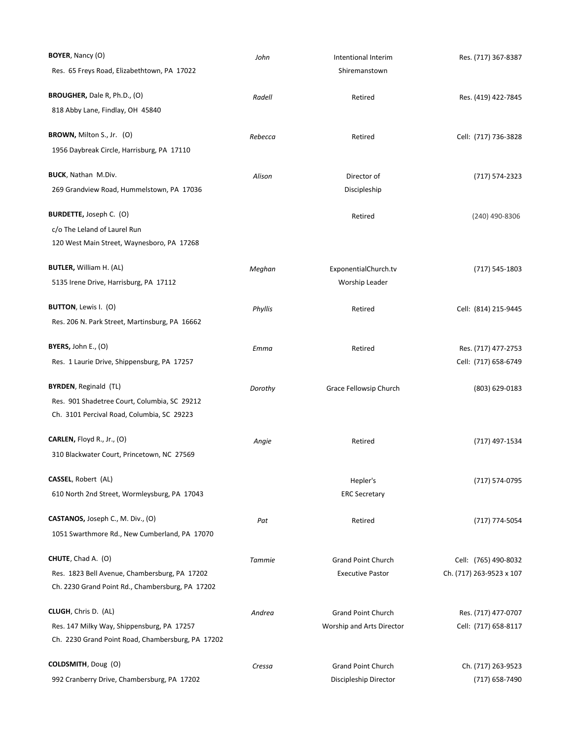| | | | |
|---|---|---|---|
| **BOYER**, Nancy (O)<br>Res. 65 Freys Road, Elizabethtown, PA 17022 | *John* | Intentional Interim<br>Shiremanstown | Res. (717) 367-8387 |
| **BROUGHER,** Dale R, Ph.D., (O)<br>818 Abby Lane, Findlay, OH 45840 | *Radell* | Retired | Res. (419) 422-7845 |
| **BROWN,** Milton S., Jr. (O)<br>1956 Daybreak Circle, Harrisburg, PA 17110 | *Rebecca* | Retired | Cell: (717) 736-3828 |
| **BUCK**, Nathan M.Div.<br>269 Grandview Road, Hummelstown, PA 17036 | *Alison* | Director of<br>Discipleship | (717) 574-2323 |
| **BURDETTE,** Joseph C. (O)<br>c/o The Leland of Laurel Run<br>120 West Main Street, Waynesboro, PA 17268 | | Retired | (240) 490-8306 |
| **BUTLER,** William H. (AL)<br>5135 Irene Drive, Harrisburg, PA 17112 | *Meghan* | ExponentialChurch.tv<br>Worship Leader | (717) 545-1803 |
| **BUTTON**, Lewis I. (O)<br>Res. 206 N. Park Street, Martinsburg, PA 16662 | *Phyllis* | Retired | Cell: (814) 215-9445 |
| **BYERS,** John E., (O)<br>Res. 1 Laurie Drive, Shippensburg, PA 17257 | *Emma* | Retired | Res. (717) 477-2753<br>Cell: (717) 658-6749 |
| **BYRDEN**, Reginald (TL)<br>Res. 901 Shadetree Court, Columbia, SC 29212<br>Ch. 3101 Percival Road, Columbia, SC 29223 | *Dorothy* | Grace Fellowsip Church | (803) 629-0183 |
| **CARLEN,** Floyd R., Jr., (O)<br>310 Blackwater Court, Princetown, NC 27569 | *Angie* | Retired | (717) 497-1534 |
| **CASSEL**, Robert (AL)<br>610 North 2nd Street, Wormleysburg, PA 17043 | | Hepler's<br>ERC Secretary | (717) 574-0795 |
| **CASTANOS,** Joseph C., M. Div., (O)<br>1051 Swarthmore Rd., New Cumberland, PA 17070 | *Pat* | Retired | (717) 774-5054 |
| **CHUTE**, Chad A. (O)<br>Res. 1823 Bell Avenue, Chambersburg, PA 17202<br>Ch. 2230 Grand Point Rd., Chambersburg, PA 17202 | *Tammie* | Grand Point Church<br>Executive Pastor | Cell: (765) 490-8032<br>Ch. (717) 263-9523 x 107 |
| **CLUGH**, Chris D. (AL)<br>Res. 147 Milky Way, Shippensburg, PA 17257<br>Ch. 2230 Grand Point Road, Chambersburg, PA 17202 | *Andrea* | Grand Point Church<br>Worship and Arts Director | Res. (717) 477-0707<br>Cell: (717) 658-8117 |
| **COLDSMITH**, Doug (O)<br>992 Cranberry Drive, Chambersburg, PA 17202 | *Cressa* | Grand Point Church<br>Discipleship Director | Ch. (717) 263-9523<br>(717) 658-7490 |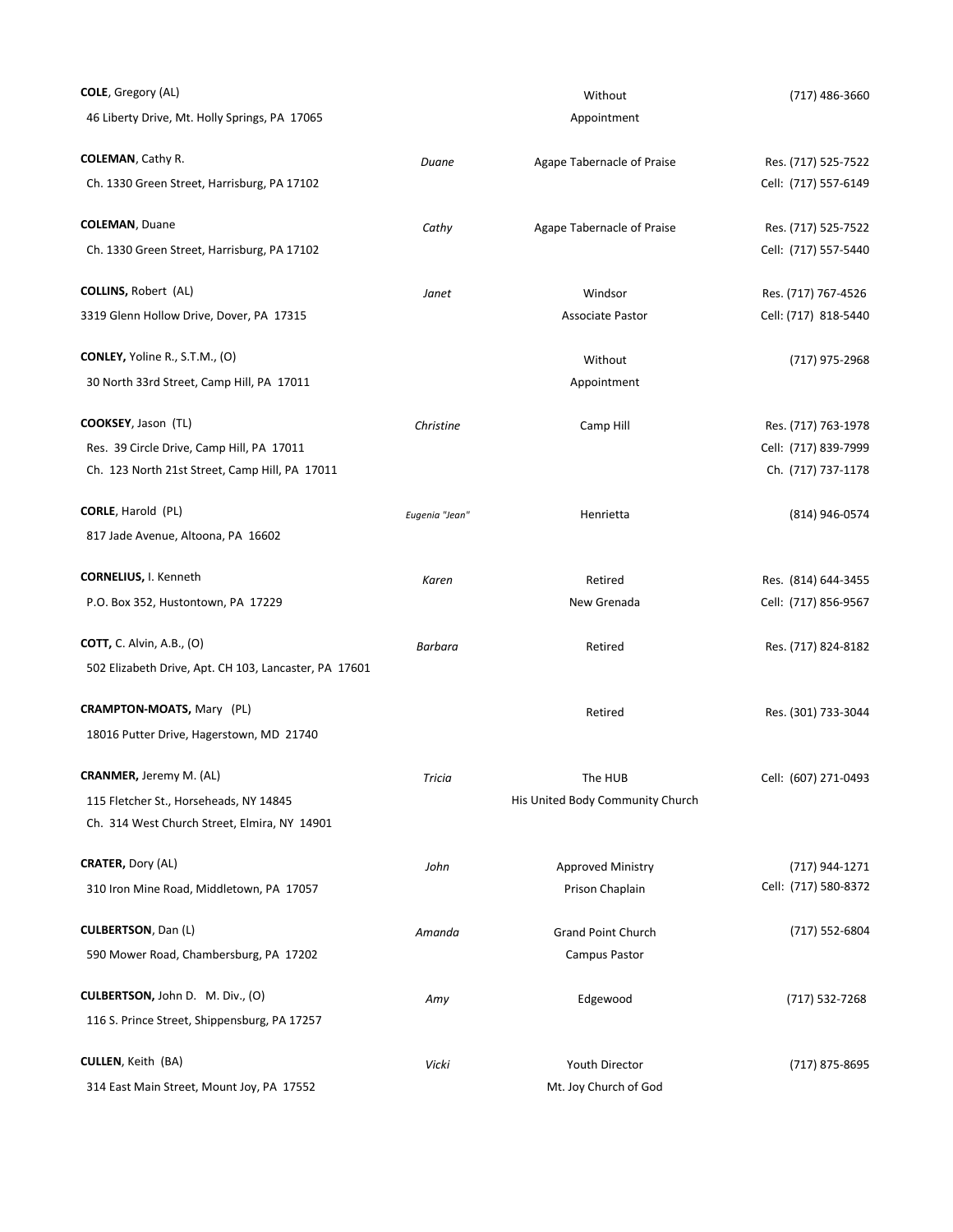**COLE**, Gregory (AL)
46 Liberty Drive, Mt. Holly Springs, PA 17065
Without Appointment
(717) 486-3660

**COLEMAN**, Cathy R. — *Duane*
Ch. 1330 Green Street, Harrisburg, PA 17102
Agape Tabernacle of Praise
Res. (717) 525-7522
Cell: (717) 557-6149

**COLEMAN**, Duane — *Cathy*
Ch. 1330 Green Street, Harrisburg, PA 17102
Agape Tabernacle of Praise
Res. (717) 525-7522
Cell: (717) 557-5440

**COLLINS,** Robert (AL) — *Janet*
3319 Glenn Hollow Drive, Dover, PA 17315
Windsor
Associate Pastor
Res. (717) 767-4526
Cell: (717) 818-5440

**CONLEY,** Yoline R., S.T.M., (O)
30 North 33rd Street, Camp Hill, PA 17011
Without Appointment
(717) 975-2968

**COOKSEY**, Jason (TL) — *Christine*
Res. 39 Circle Drive, Camp Hill, PA 17011
Ch. 123 North 21st Street, Camp Hill, PA 17011
Camp Hill
Res. (717) 763-1978
Cell: (717) 839-7999
Ch. (717) 737-1178

**CORLE**, Harold (PL) — *Eugenia "Jean"*
817 Jade Avenue, Altoona, PA 16602
Henrietta
(814) 946-0574

**CORNELIUS,** I. Kenneth — *Karen*
P.O. Box 352, Hustontown, PA 17229
Retired
New Grenada
Res. (814) 644-3455
Cell: (717) 856-9567

**COTT,** C. Alvin, A.B., (O) — *Barbara*
502 Elizabeth Drive, Apt. CH 103, Lancaster, PA 17601
Retired
Res. (717) 824-8182

**CRAMPTON-MOATS,** Mary (PL)
18016 Putter Drive, Hagerstown, MD 21740
Retired
Res. (301) 733-3044

**CRANMER,** Jeremy M. (AL) — *Tricia*
115 Fletcher St., Horseheads, NY 14845
Ch. 314 West Church Street, Elmira, NY 14901
The HUB
His United Body Community Church
Cell: (607) 271-0493

**CRATER,** Dory (AL) — *John*
310 Iron Mine Road, Middletown, PA 17057
Approved Ministry
Prison Chaplain
(717) 944-1271
Cell: (717) 580-8372

**CULBERTSON**, Dan (L) — *Amanda*
590 Mower Road, Chambersburg, PA 17202
Grand Point Church
Campus Pastor
(717) 552-6804

**CULBERTSON,** John D. M. Div., (O) — *Amy*
116 S. Prince Street, Shippensburg, PA 17257
Edgewood
(717) 532-7268

**CULLEN**, Keith (BA) — *Vicki*
314 East Main Street, Mount Joy, PA 17552
Youth Director
Mt. Joy Church of God
(717) 875-8695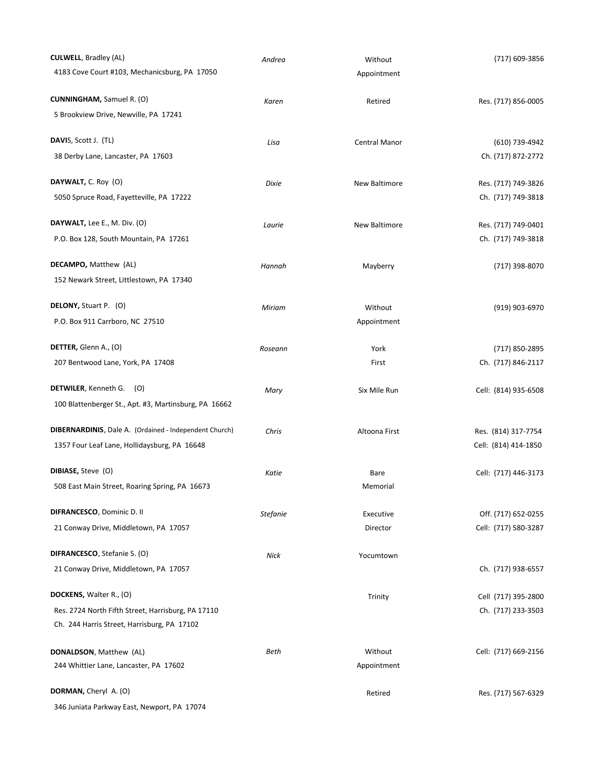| Name / Address | Spouse | Appointment | Phone |
|---|---|---|---|
| **CULWELL**, Bradley (AL)<br>4183 Cove Court #103, Mechanicsburg, PA 17050 | *Andrea* | Without Appointment | (717) 609-3856 |
| **CUNNINGHAM,** Samuel R. (O)<br>5 Brookview Drive, Newville, PA 17241 | *Karen* | Retired | Res. (717) 856-0005 |
| **DAVI**S, Scott J. (TL)<br>38 Derby Lane, Lancaster, PA 17603 | *Lisa* | Central Manor | (610) 739-4942<br>Ch. (717) 872-2772 |
| **DAYWALT,** C. Roy (O)<br>5050 Spruce Road, Fayetteville, PA 17222 | *Dixie* | New Baltimore | Res. (717) 749-3826<br>Ch. (717) 749-3818 |
| **DAYWALT,** Lee E., M. Div. (O)<br>P.O. Box 128, South Mountain, PA 17261 | *Laurie* | New Baltimore | Res. (717) 749-0401<br>Ch. (717) 749-3818 |
| **DECAMPO,** Matthew (AL)<br>152 Newark Street, Littlestown, PA 17340 | *Hannah* | Mayberry | (717) 398-8070 |
| **DELONY,** Stuart P. (O)<br>P.O. Box 911 Carrboro, NC 27510 | *Miriam* | Without Appointment | (919) 903-6970 |
| **DETTER,** Glenn A., (O)<br>207 Bentwood Lane, York, PA 17408 | *Roseann* | York First | (717) 850-2895<br>Ch. (717) 846-2117 |
| **DETWILER**, Kenneth G. (O)<br>100 Blattenberger St., Apt. #3, Martinsburg, PA 16662 | *Mary* | Six Mile Run | Cell: (814) 935-6508 |
| **DIBERNARDINIS**, Dale A. (Ordained - Independent Church)<br>1357 Four Leaf Lane, Hollidaysburg, PA 16648 | *Chris* | Altoona First | Res. (814) 317-7754<br>Cell: (814) 414-1850 |
| **DIBIASE,** Steve (O)<br>508 East Main Street, Roaring Spring, PA 16673 | *Katie* | Bare Memorial | Cell: (717) 446-3173 |
| **DIFRANCESCO**, Dominic D. II<br>21 Conway Drive, Middletown, PA 17057 | *Stefanie* | Executive Director | Off. (717) 652-0255<br>Cell: (717) 580-3287 |
| **DIFRANCESCO**, Stefanie S. (O)<br>21 Conway Drive, Middletown, PA 17057 | *Nick* | Yocumtown | Ch. (717) 938-6557 |
| **DOCKENS,** Walter R., (O)<br>Res. 2724 North Fifth Street, Harrisburg, PA 17110<br>Ch. 244 Harris Street, Harrisburg, PA 17102 | | Trinity | Cell (717) 395-2800<br>Ch. (717) 233-3503 |
| **DONALDSON**, Matthew (AL)<br>244 Whittier Lane, Lancaster, PA 17602 | *Beth* | Without Appointment | Cell: (717) 669-2156 |
| **DORMAN,** Cheryl A. (O)<br>346 Juniata Parkway East, Newport, PA 17074 | | Retired | Res. (717) 567-6329 |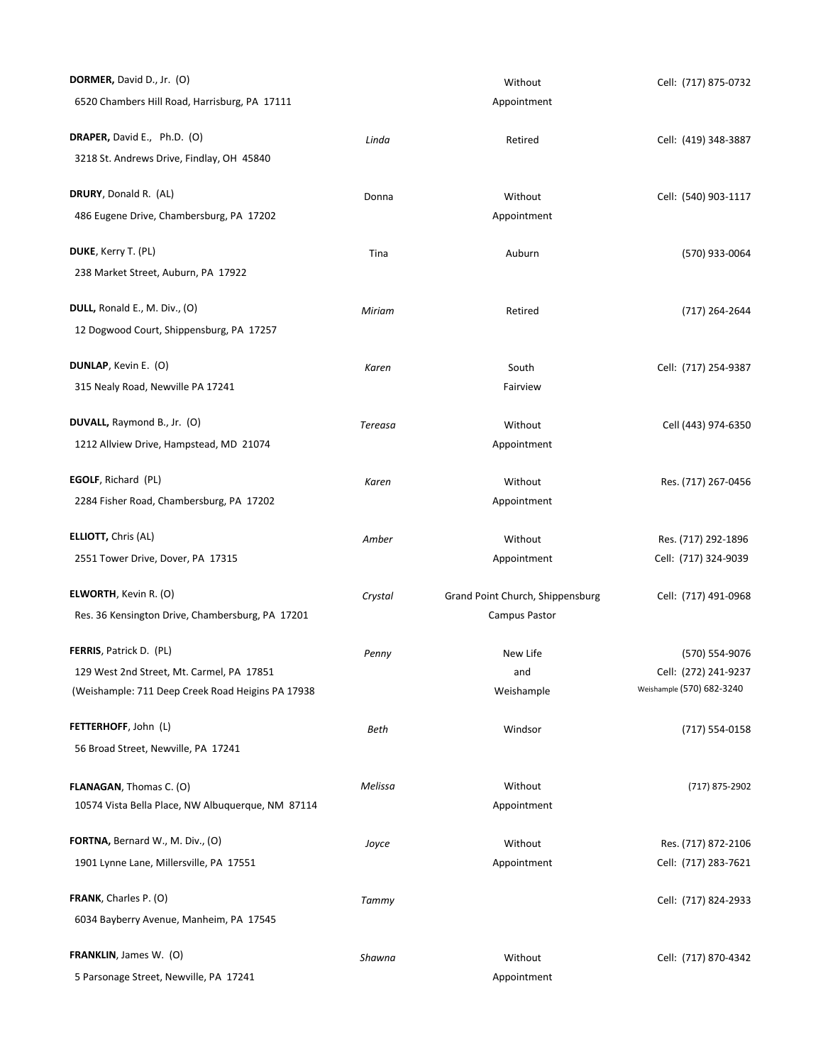| Name / Address | Spouse | Assignment | Phone |
|---|---|---|---|
| **DORMER,** David D., Jr. (O)<br>6520 Chambers Hill Road, Harrisburg, PA 17111 | | Without Appointment | Cell: (717) 875-0732 |
| **DRAPER,** David E., Ph.D. (O)<br>3218 St. Andrews Drive, Findlay, OH 45840 | *Linda* | Retired | Cell: (419) 348-3887 |
| **DRURY**, Donald R. (AL)<br>486 Eugene Drive, Chambersburg, PA 17202 | Donna | Without Appointment | Cell: (540) 903-1117 |
| **DUKE**, Kerry T. (PL)<br>238 Market Street, Auburn, PA 17922 | Tina | Auburn | (570) 933-0064 |
| **DULL,** Ronald E., M. Div., (O)<br>12 Dogwood Court, Shippensburg, PA 17257 | *Miriam* | Retired | (717) 264-2644 |
| **DUNLAP**, Kevin E. (O)<br>315 Nealy Road, Newville PA 17241 | *Karen* | South Fairview | Cell: (717) 254-9387 |
| **DUVALL,** Raymond B., Jr. (O)<br>1212 Allview Drive, Hampstead, MD 21074 | *Tereasa* | Without Appointment | Cell (443) 974-6350 |
| **EGOLF**, Richard (PL)<br>2284 Fisher Road, Chambersburg, PA 17202 | *Karen* | Without Appointment | Res. (717) 267-0456 |
| **ELLIOTT,** Chris (AL)<br>2551 Tower Drive, Dover, PA 17315 | *Amber* | Without Appointment | Res. (717) 292-1896<br>Cell: (717) 324-9039 |
| **ELWORTH**, Kevin R. (O)<br>Res. 36 Kensington Drive, Chambersburg, PA 17201 | *Crystal* | Grand Point Church, Shippensburg Campus Pastor | Cell: (717) 491-0968 |
| **FERRIS**, Patrick D. (PL)<br>129 West 2nd Street, Mt. Carmel, PA 17851<br>(Weishample: 711 Deep Creek Road Heigins PA 17938 | *Penny* | New Life and Weishample | (570) 554-9076<br>Cell: (272) 241-9237<br>Weishample (570) 682-3240 |
| **FETTERHOFF**, John (L)<br>56 Broad Street, Newville, PA 17241 | *Beth* | Windsor | (717) 554-0158 |
| **FLANAGAN**, Thomas C. (O)<br>10574 Vista Bella Place, NW Albuquerque, NM 87114 | *Melissa* | Without Appointment | (717) 875-2902 |
| **FORTNA,** Bernard W., M. Div., (O)<br>1901 Lynne Lane, Millersville, PA 17551 | *Joyce* | Without Appointment | Res. (717) 872-2106<br>Cell: (717) 283-7621 |
| **FRANK**, Charles P. (O)<br>6034 Bayberry Avenue, Manheim, PA 17545 | *Tammy* | | Cell: (717) 824-2933 |
| **FRANKLIN**, James W. (O)<br>5 Parsonage Street, Newville, PA 17241 | *Shawna* | Without Appointment | Cell: (717) 870-4342 |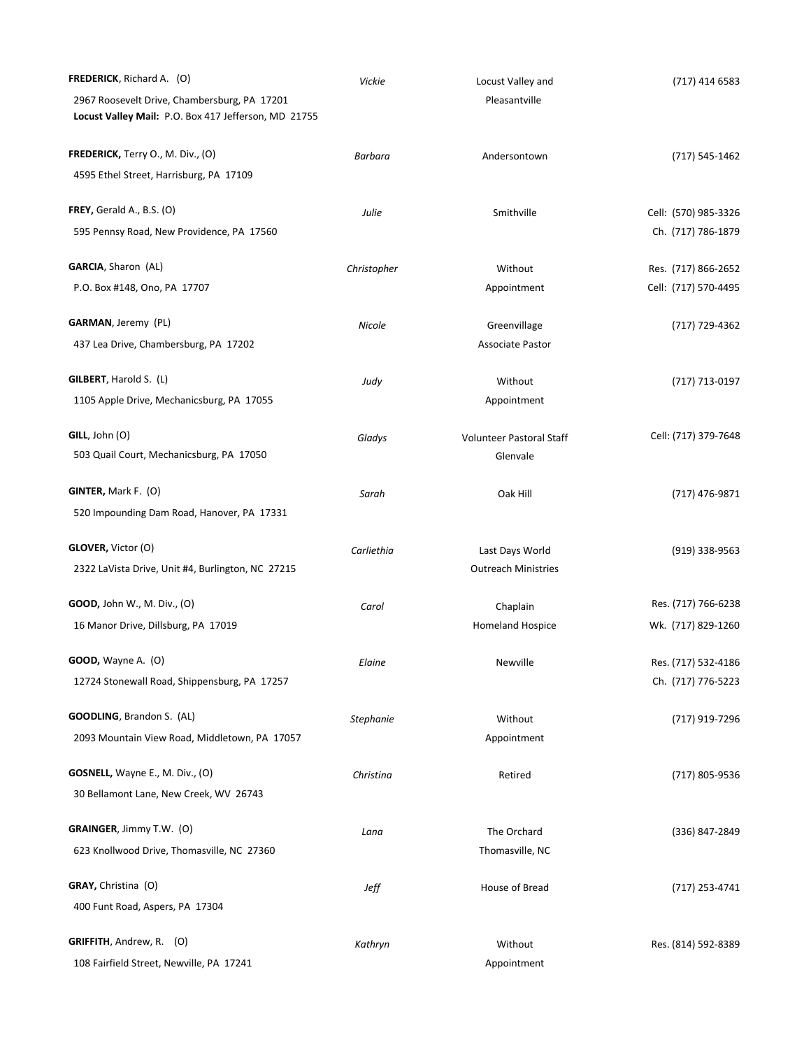| Name / Address | Spouse | Appointment | Phone |
|---|---|---|---|
| **FREDERICK**, Richard A. (O)<br>2967 Roosevelt Drive, Chambersburg, PA 17201<br>**Locust Valley Mail:** P.O. Box 417 Jefferson, MD 21755 | *Vickie* | Locust Valley and Pleasantville | (717) 414 6583 |
| **FREDERICK,** Terry O., M. Div., (O)<br>4595 Ethel Street, Harrisburg, PA 17109 | *Barbara* | Andersontown | (717) 545-1462 |
| **FREY,** Gerald A., B.S. (O)<br>595 Pennsy Road, New Providence, PA 17560 | *Julie* | Smithville | Cell: (570) 985-3326<br>Ch. (717) 786-1879 |
| **GARCIA**, Sharon (AL)<br>P.O. Box #148, Ono, PA 17707 | *Christopher* | Without Appointment | Res. (717) 866-2652<br>Cell: (717) 570-4495 |
| **GARMAN**, Jeremy (PL)<br>437 Lea Drive, Chambersburg, PA 17202 | *Nicole* | Greenvillage Associate Pastor | (717) 729-4362 |
| **GILBERT**, Harold S. (L)<br>1105 Apple Drive, Mechanicsburg, PA 17055 | *Judy* | Without Appointment | (717) 713-0197 |
| **GILL**, John (O)<br>503 Quail Court, Mechanicsburg, PA 17050 | *Gladys* | Volunteer Pastoral Staff Glenvale | Cell: (717) 379-7648 |
| **GINTER,** Mark F. (O)<br>520 Impounding Dam Road, Hanover, PA 17331 | *Sarah* | Oak Hill | (717) 476-9871 |
| **GLOVER,** Victor (O)<br>2322 LaVista Drive, Unit #4, Burlington, NC 27215 | *Carliethia* | Last Days World Outreach Ministries | (919) 338-9563 |
| **GOOD,** John W., M. Div., (O)<br>16 Manor Drive, Dillsburg, PA 17019 | *Carol* | Chaplain Homeland Hospice | Res. (717) 766-6238<br>Wk. (717) 829-1260 |
| **GOOD,** Wayne A. (O)<br>12724 Stonewall Road, Shippensburg, PA 17257 | *Elaine* | Newville | Res. (717) 532-4186<br>Ch. (717) 776-5223 |
| **GOODLING**, Brandon S. (AL)<br>2093 Mountain View Road, Middletown, PA 17057 | *Stephanie* | Without Appointment | (717) 919-7296 |
| **GOSNELL,** Wayne E., M. Div., (O)<br>30 Bellamont Lane, New Creek, WV 26743 | *Christina* | Retired | (717) 805-9536 |
| **GRAINGER**, Jimmy T.W. (O)<br>623 Knollwood Drive, Thomasville, NC 27360 | *Lana* | The Orchard Thomasville, NC | (336) 847-2849 |
| **GRAY,** Christina (O)<br>400 Funt Road, Aspers, PA 17304 | *Jeff* | House of Bread | (717) 253-4741 |
| **GRIFFITH**, Andrew, R. (O)<br>108 Fairfield Street, Newville, PA 17241 | *Kathryn* | Without Appointment | Res. (814) 592-8389 |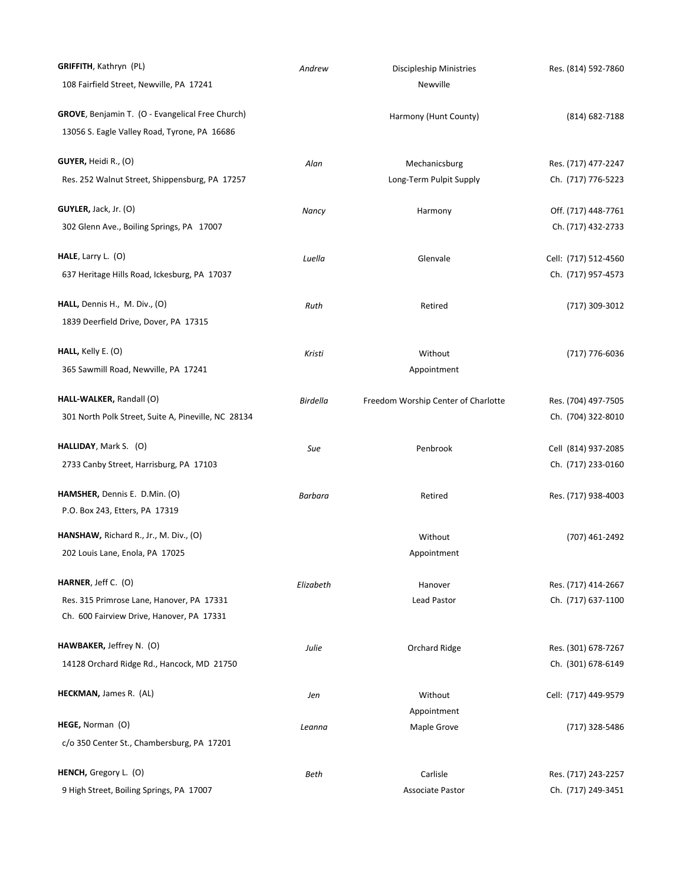| Name / Address | Spouse | Appointment | Phone |
|---|---|---|---|
| **GRIFFITH**, Kathryn (PL)<br>108 Fairfield Street, Newville, PA 17241 | *Andrew* | Discipleship Ministries<br>Newville | Res. (814) 592-7860 |
| **GROVE**, Benjamin T. (O - Evangelical Free Church)<br>13056 S. Eagle Valley Road, Tyrone, PA 16686 | | Harmony (Hunt County) | (814) 682-7188 |
| **GUYER,** Heidi R., (O)<br>Res. 252 Walnut Street, Shippensburg, PA 17257 | *Alan* | Mechanicsburg<br>Long-Term Pulpit Supply | Res. (717) 477-2247<br>Ch. (717) 776-5223 |
| **GUYLER,** Jack, Jr. (O)<br>302 Glenn Ave., Boiling Springs, PA 17007 | *Nancy* | Harmony | Off. (717) 448-7761<br>Ch. (717) 432-2733 |
| **HALE**, Larry L. (O)<br>637 Heritage Hills Road, Ickesburg, PA 17037 | *Luella* | Glenvale | Cell: (717) 512-4560<br>Ch. (717) 957-4573 |
| **HALL,** Dennis H., M. Div., (O)<br>1839 Deerfield Drive, Dover, PA 17315 | *Ruth* | Retired | (717) 309-3012 |
| **HALL,** Kelly E. (O)<br>365 Sawmill Road, Newville, PA 17241 | *Kristi* | Without<br>Appointment | (717) 776-6036 |
| **HALL-WALKER,** Randall (O)<br>301 North Polk Street, Suite A, Pineville, NC 28134 | *Birdella* | Freedom Worship Center of Charlotte | Res. (704) 497-7505<br>Ch. (704) 322-8010 |
| **HALLIDAY**, Mark S. (O)<br>2733 Canby Street, Harrisburg, PA 17103 | *Sue* | Penbrook | Cell (814) 937-2085<br>Ch. (717) 233-0160 |
| **HAMSHER,** Dennis E. D.Min. (O)<br>P.O. Box 243, Etters, PA 17319 | *Barbara* | Retired | Res. (717) 938-4003 |
| **HANSHAW,** Richard R., Jr., M. Div., (O)<br>202 Louis Lane, Enola, PA 17025 | | Without<br>Appointment | (707) 461-2492 |
| **HARNER**, Jeff C. (O)<br>Res. 315 Primrose Lane, Hanover, PA 17331<br>Ch. 600 Fairview Drive, Hanover, PA 17331 | *Elizabeth* | Hanover<br>Lead Pastor | Res. (717) 414-2667<br>Ch. (717) 637-1100 |
| **HAWBAKER,** Jeffrey N. (O)<br>14128 Orchard Ridge Rd., Hancock, MD 21750 | *Julie* | Orchard Ridge | Res. (301) 678-7267<br>Ch. (301) 678-6149 |
| **HECKMAN,** James R. (AL) | *Jen* | Without<br>Appointment | Cell: (717) 449-9579 |
| **HEGE,** Norman (O)<br>c/o 350 Center St., Chambersburg, PA 17201 | *Leanna* | Maple Grove | (717) 328-5486 |
| **HENCH,** Gregory L. (O)<br>9 High Street, Boiling Springs, PA 17007 | *Beth* | Carlisle<br>Associate Pastor | Res. (717) 243-2257<br>Ch. (717) 249-3451 |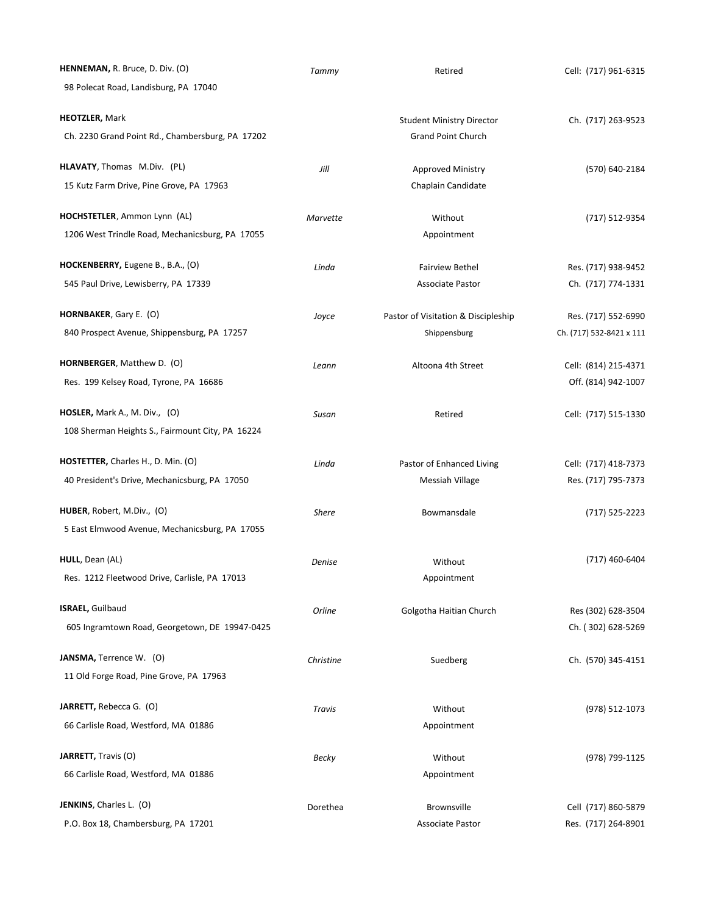| Name / Address | Spouse | Appointment | Phone |
|---|---|---|---|
| **HENNEMAN,** R. Bruce, D. Div. (O)<br>98 Polecat Road, Landisburg, PA 17040 | *Tammy* | Retired | Cell: (717) 961-6315 |
| **HEOTZLER,** Mark<br>Ch. 2230 Grand Point Rd., Chambersburg, PA 17202 | | Student Ministry Director<br>Grand Point Church | Ch. (717) 263-9523 |
| **HLAVATY**, Thomas M.Div. (PL)<br>15 Kutz Farm Drive, Pine Grove, PA 17963 | *Jill* | Approved Ministry<br>Chaplain Candidate | (570) 640-2184 |
| **HOCHSTETLER**, Ammon Lynn (AL)<br>1206 West Trindle Road, Mechanicsburg, PA 17055 | *Marvette* | Without<br>Appointment | (717) 512-9354 |
| **HOCKENBERRY,** Eugene B., B.A., (O)<br>545 Paul Drive, Lewisberry, PA 17339 | *Linda* | Fairview Bethel<br>Associate Pastor | Res. (717) 938-9452<br>Ch. (717) 774-1331 |
| **HORNBAKER**, Gary E. (O)<br>840 Prospect Avenue, Shippensburg, PA 17257 | *Joyce* | Pastor of Visitation & Discipleship<br>Shippensburg | Res. (717) 552-6990<br>Ch. (717) 532-8421 x 111 |
| **HORNBERGER**, Matthew D. (O)<br>Res. 199 Kelsey Road, Tyrone, PA 16686 | *Leann* | Altoona 4th Street | Cell: (814) 215-4371<br>Off. (814) 942-1007 |
| **HOSLER,** Mark A., M. Div., (O)<br>108 Sherman Heights S., Fairmount City, PA 16224 | *Susan* | Retired | Cell: (717) 515-1330 |
| **HOSTETTER,** Charles H., D. Min. (O)<br>40 President's Drive, Mechanicsburg, PA 17050 | *Linda* | Pastor of Enhanced Living<br>Messiah Village | Cell: (717) 418-7373<br>Res. (717) 795-7373 |
| **HUBER**, Robert, M.Div., (O)<br>5 East Elmwood Avenue, Mechanicsburg, PA 17055 | *Shere* | Bowmansdale | (717) 525-2223 |
| **HULL**, Dean (AL)<br>Res. 1212 Fleetwood Drive, Carlisle, PA 17013 | *Denise* | Without<br>Appointment | (717) 460-6404 |
| **ISRAEL,** Guilbaud<br>605 Ingramtown Road, Georgetown, DE 19947-0425 | *Orline* | Golgotha Haitian Church | Res (302) 628-3504<br>Ch. ( 302) 628-5269 |
| **JANSMA,** Terrence W. (O)<br>11 Old Forge Road, Pine Grove, PA 17963 | *Christine* | Suedberg | Ch. (570) 345-4151 |
| **JARRETT,** Rebecca G. (O)<br>66 Carlisle Road, Westford, MA 01886 | *Travis* | Without<br>Appointment | (978) 512-1073 |
| **JARRETT,** Travis (O)<br>66 Carlisle Road, Westford, MA 01886 | *Becky* | Without<br>Appointment | (978) 799-1125 |
| **JENKINS**, Charles L. (O)<br>P.O. Box 18, Chambersburg, PA 17201 | Dorethea | Brownsville<br>Associate Pastor | Cell (717) 860-5879<br>Res. (717) 264-8901 |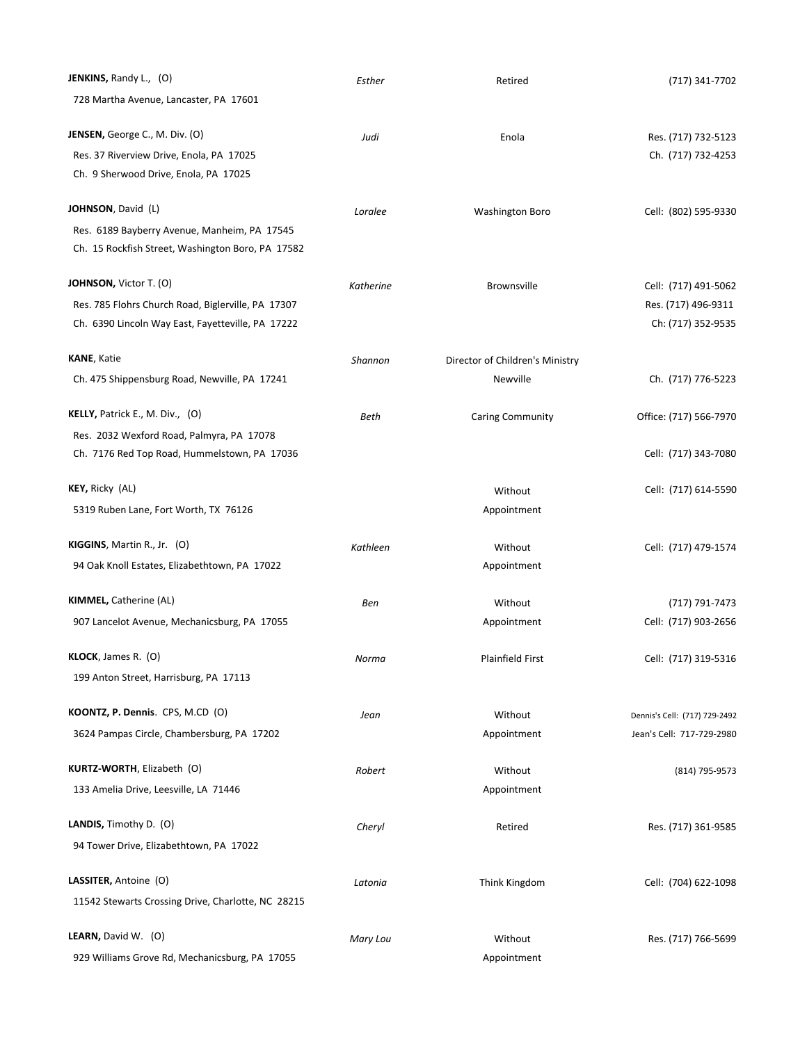| Name / Address | Spouse | Appointment | Phone |
|---|---|---|---|
| **JENKINS,** Randy L., (O)<br>728 Martha Avenue, Lancaster, PA 17601 | *Esther* | Retired | (717) 341-7702 |
| **JENSEN,** George C., M. Div. (O)<br>Res. 37 Riverview Drive, Enola, PA 17025<br>Ch. 9 Sherwood Drive, Enola, PA 17025 | *Judi* | Enola | Res. (717) 732-5123<br>Ch. (717) 732-4253 |
| **JOHNSON**, David (L)<br>Res. 6189 Bayberry Avenue, Manheim, PA 17545<br>Ch. 15 Rockfish Street, Washington Boro, PA 17582 | *Loralee* | Washington Boro | Cell: (802) 595-9330 |
| **JOHNSON,** Victor T. (O)<br>Res. 785 Flohrs Church Road, Biglerville, PA 17307<br>Ch. 6390 Lincoln Way East, Fayetteville, PA 17222 | *Katherine* | Brownsville | Cell: (717) 491-5062<br>Res. (717) 496-9311<br>Ch: (717) 352-9535 |
| **KANE**, Katie<br>Ch. 475 Shippensburg Road, Newville, PA 17241 | *Shannon* | Director of Children's Ministry<br>Newville | Ch. (717) 776-5223 |
| **KELLY,** Patrick E., M. Div., (O)<br>Res. 2032 Wexford Road, Palmyra, PA 17078<br>Ch. 7176 Red Top Road, Hummelstown, PA 17036 | *Beth* | Caring Community | Office: (717) 566-7970<br>Cell: (717) 343-7080 |
| **KEY,** Ricky (AL)<br>5319 Ruben Lane, Fort Worth, TX 76126 | | Without Appointment | Cell: (717) 614-5590 |
| **KIGGINS**, Martin R., Jr. (O)<br>94 Oak Knoll Estates, Elizabethtown, PA 17022 | *Kathleen* | Without Appointment | Cell: (717) 479-1574 |
| **KIMMEL,** Catherine (AL)<br>907 Lancelot Avenue, Mechanicsburg, PA 17055 | *Ben* | Without Appointment | (717) 791-7473<br>Cell: (717) 903-2656 |
| **KLOCK**, James R. (O)<br>199 Anton Street, Harrisburg, PA 17113 | *Norma* | Plainfield First | Cell: (717) 319-5316 |
| **KOONTZ, P. Dennis**. CPS, M.CD (O)<br>3624 Pampas Circle, Chambersburg, PA 17202 | *Jean* | Without Appointment | Dennis's Cell: (717) 729-2492<br>Jean's Cell: 717-729-2980 |
| **KURTZ-WORTH**, Elizabeth (O)<br>133 Amelia Drive, Leesville, LA 71446 | *Robert* | Without Appointment | (814) 795-9573 |
| **LANDIS,** Timothy D. (O)<br>94 Tower Drive, Elizabethtown, PA 17022 | *Cheryl* | Retired | Res. (717) 361-9585 |
| **LASSITER,** Antoine (O)<br>11542 Stewarts Crossing Drive, Charlotte, NC 28215 | *Latonia* | Think Kingdom | Cell: (704) 622-1098 |
| **LEARN,** David W. (O)<br>929 Williams Grove Rd, Mechanicsburg, PA 17055 | *Mary Lou* | Without Appointment | Res. (717) 766-5699 |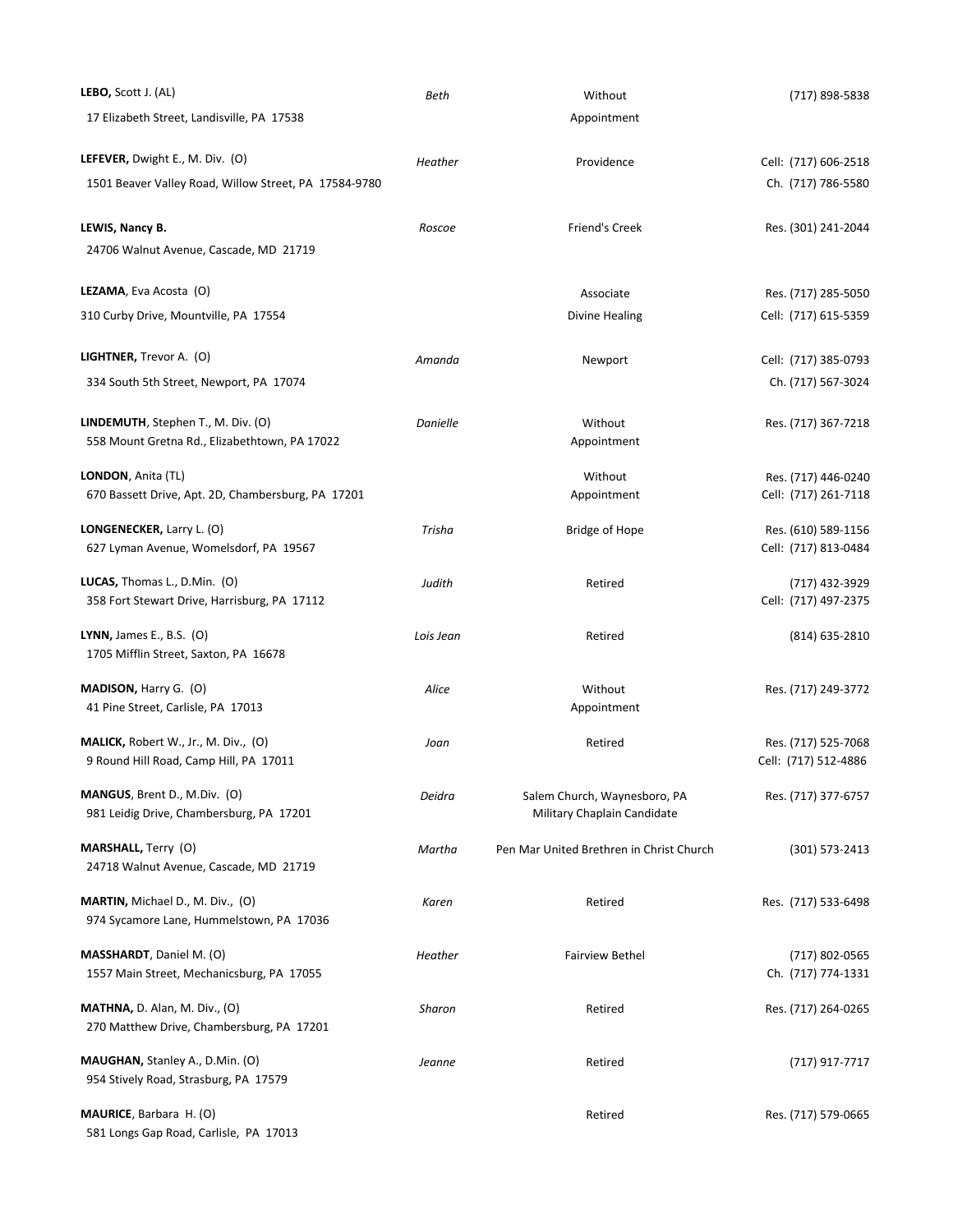| Name / Address | Spouse | Appointment | Phone |
|---|---|---|---|
| **LEBO,** Scott J. (AL)<br>17 Elizabeth Street, Landisville, PA 17538 | *Beth* | Without Appointment | (717) 898-5838 |
| **LEFEVER,** Dwight E., M. Div. (O)<br>1501 Beaver Valley Road, Willow Street, PA 17584-9780 | *Heather* | Providence | Cell: (717) 606-2518<br>Ch. (717) 786-5580 |
| **LEWIS, Nancy B.**<br>24706 Walnut Avenue, Cascade, MD 21719 | *Roscoe* | Friend's Creek | Res. (301) 241-2044 |
| **LEZAMA**, Eva Acosta (O)<br>310 Curby Drive, Mountville, PA 17554 | | Associate<br>Divine Healing | Res. (717) 285-5050<br>Cell: (717) 615-5359 |
| **LIGHTNER,** Trevor A. (O)<br>334 South 5th Street, Newport, PA 17074 | *Amanda* | Newport | Cell: (717) 385-0793<br>Ch. (717) 567-3024 |
| **LINDEMUTH**, Stephen T., M. Div. (O)<br>558 Mount Gretna Rd., Elizabethtown, PA 17022 | *Danielle* | Without Appointment | Res. (717) 367-7218 |
| **LONDON**, Anita (TL)<br>670 Bassett Drive, Apt. 2D, Chambersburg, PA 17201 | | Without Appointment | Res. (717) 446-0240<br>Cell: (717) 261-7118 |
| **LONGENECKER,** Larry L. (O)<br>627 Lyman Avenue, Womelsdorf, PA 19567 | *Trisha* | Bridge of Hope | Res. (610) 589-1156<br>Cell: (717) 813-0484 |
| **LUCAS,** Thomas L., D.Min. (O)<br>358 Fort Stewart Drive, Harrisburg, PA 17112 | *Judith* | Retired | (717) 432-3929<br>Cell: (717) 497-2375 |
| **LYNN,** James E., B.S. (O)<br>1705 Mifflin Street, Saxton, PA 16678 | *Lois Jean* | Retired | (814) 635-2810 |
| **MADISON,** Harry G. (O)<br>41 Pine Street, Carlisle, PA 17013 | *Alice* | Without Appointment | Res. (717) 249-3772 |
| **MALICK,** Robert W., Jr., M. Div., (O)<br>9 Round Hill Road, Camp Hill, PA 17011 | *Joan* | Retired | Res. (717) 525-7068<br>Cell: (717) 512-4886 |
| **MANGUS**, Brent D., M.Div. (O)<br>981 Leidig Drive, Chambersburg, PA 17201 | *Deidra* | Salem Church, Waynesboro, PA<br>Military Chaplain Candidate | Res. (717) 377-6757 |
| **MARSHALL,** Terry (O)<br>24718 Walnut Avenue, Cascade, MD 21719 | *Martha* | Pen Mar United Brethren in Christ Church | (301) 573-2413 |
| **MARTIN,** Michael D., M. Div., (O)<br>974 Sycamore Lane, Hummelstown, PA 17036 | *Karen* | Retired | Res. (717) 533-6498 |
| **MASSHARDT**, Daniel M. (O)<br>1557 Main Street, Mechanicsburg, PA 17055 | *Heather* | Fairview Bethel | (717) 802-0565<br>Ch. (717) 774-1331 |
| **MATHNA,** D. Alan, M. Div., (O)<br>270 Matthew Drive, Chambersburg, PA 17201 | *Sharon* | Retired | Res. (717) 264-0265 |
| **MAUGHAN,** Stanley A., D.Min. (O)<br>954 Stively Road, Strasburg, PA 17579 | *Jeanne* | Retired | (717) 917-7717 |
| **MAURICE**, Barbara H. (O)<br>581 Longs Gap Road, Carlisle, PA 17013 | | Retired | Res. (717) 579-0665 |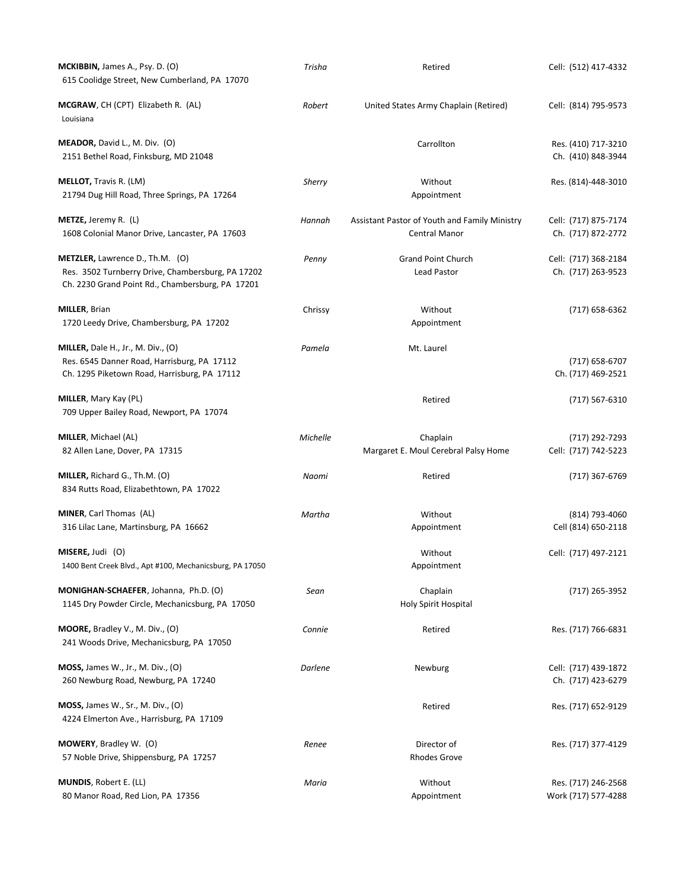| Name / Address | Spouse | Appointment | Phone |
|---|---|---|---|
| **MCKIBBIN,** James A., Psy. D. (O)<br>615 Coolidge Street, New Cumberland, PA 17070 | *Trisha* | Retired | Cell: (512) 417-4332 |
| **MCGRAW**, CH (CPT) Elizabeth R. (AL)<br>Louisiana | *Robert* | United States Army Chaplain (Retired) | Cell: (814) 795-9573 |
| **MEADOR,** David L., M. Div. (O)<br>2151 Bethel Road, Finksburg, MD 21048 | | Carrollton | Res. (410) 717-3210<br>Ch. (410) 848-3944 |
| **MELLOT,** Travis R. (LM)<br>21794 Dug Hill Road, Three Springs, PA 17264 | *Sherry* | Without Appointment | Res. (814)-448-3010 |
| **METZE,** Jeremy R. (L)<br>1608 Colonial Manor Drive, Lancaster, PA 17603 | *Hannah* | Assistant Pastor of Youth and Family Ministry<br>Central Manor | Cell: (717) 875-7174<br>Ch. (717) 872-2772 |
| **METZLER,** Lawrence D., Th.M. (O)<br>Res. 3502 Turnberry Drive, Chambersburg, PA 17202<br>Ch. 2230 Grand Point Rd., Chambersburg, PA 17201 | *Penny* | Grand Point Church<br>Lead Pastor | Cell: (717) 368-2184<br>Ch. (717) 263-9523 |
| **MILLER**, Brian<br>1720 Leedy Drive, Chambersburg, PA 17202 | Chrissy | Without Appointment | (717) 658-6362 |
| **MILLER,** Dale H., Jr., M. Div., (O)<br>Res. 6545 Danner Road, Harrisburg, PA 17112<br>Ch. 1295 Piketown Road, Harrisburg, PA 17112 | *Pamela* | Mt. Laurel | (717) 658-6707<br>Ch. (717) 469-2521 |
| **MILLER**, Mary Kay (PL)<br>709 Upper Bailey Road, Newport, PA 17074 | | Retired | (717) 567-6310 |
| **MILLER**, Michael (AL)<br>82 Allen Lane, Dover, PA 17315 | *Michelle* | Chaplain<br>Margaret E. Moul Cerebral Palsy Home | (717) 292-7293<br>Cell: (717) 742-5223 |
| **MILLER,** Richard G., Th.M. (O)<br>834 Rutts Road, Elizabethtown, PA 17022 | *Naomi* | Retired | (717) 367-6769 |
| **MINER**, Carl Thomas (AL)<br>316 Lilac Lane, Martinsburg, PA 16662 | *Martha* | Without Appointment | (814) 793-4060<br>Cell (814) 650-2118 |
| **MISERE,** Judi (O)<br>1400 Bent Creek Blvd., Apt #100, Mechanicsburg, PA 17050 | | Without Appointment | Cell: (717) 497-2121 |
| **MONIGHAN-SCHAEFER**, Johanna, Ph.D. (O)<br>1145 Dry Powder Circle, Mechanicsburg, PA 17050 | *Sean* | Chaplain<br>Holy Spirit Hospital | (717) 265-3952 |
| **MOORE,** Bradley V., M. Div., (O)<br>241 Woods Drive, Mechanicsburg, PA 17050 | *Connie* | Retired | Res. (717) 766-6831 |
| **MOSS,** James W., Jr., M. Div., (O)<br>260 Newburg Road, Newburg, PA 17240 | *Darlene* | Newburg | Cell: (717) 439-1872<br>Ch. (717) 423-6279 |
| **MOSS,** James W., Sr., M. Div., (O)<br>4224 Elmerton Ave., Harrisburg, PA 17109 | | Retired | Res. (717) 652-9129 |
| **MOWERY**, Bradley W. (O)<br>57 Noble Drive, Shippensburg, PA 17257 | *Renee* | Director of<br>Rhodes Grove | Res. (717) 377-4129 |
| **MUNDIS**, Robert E. (LL)<br>80 Manor Road, Red Lion, PA 17356 | *Maria* | Without Appointment | Res. (717) 246-2568<br>Work (717) 577-4288 |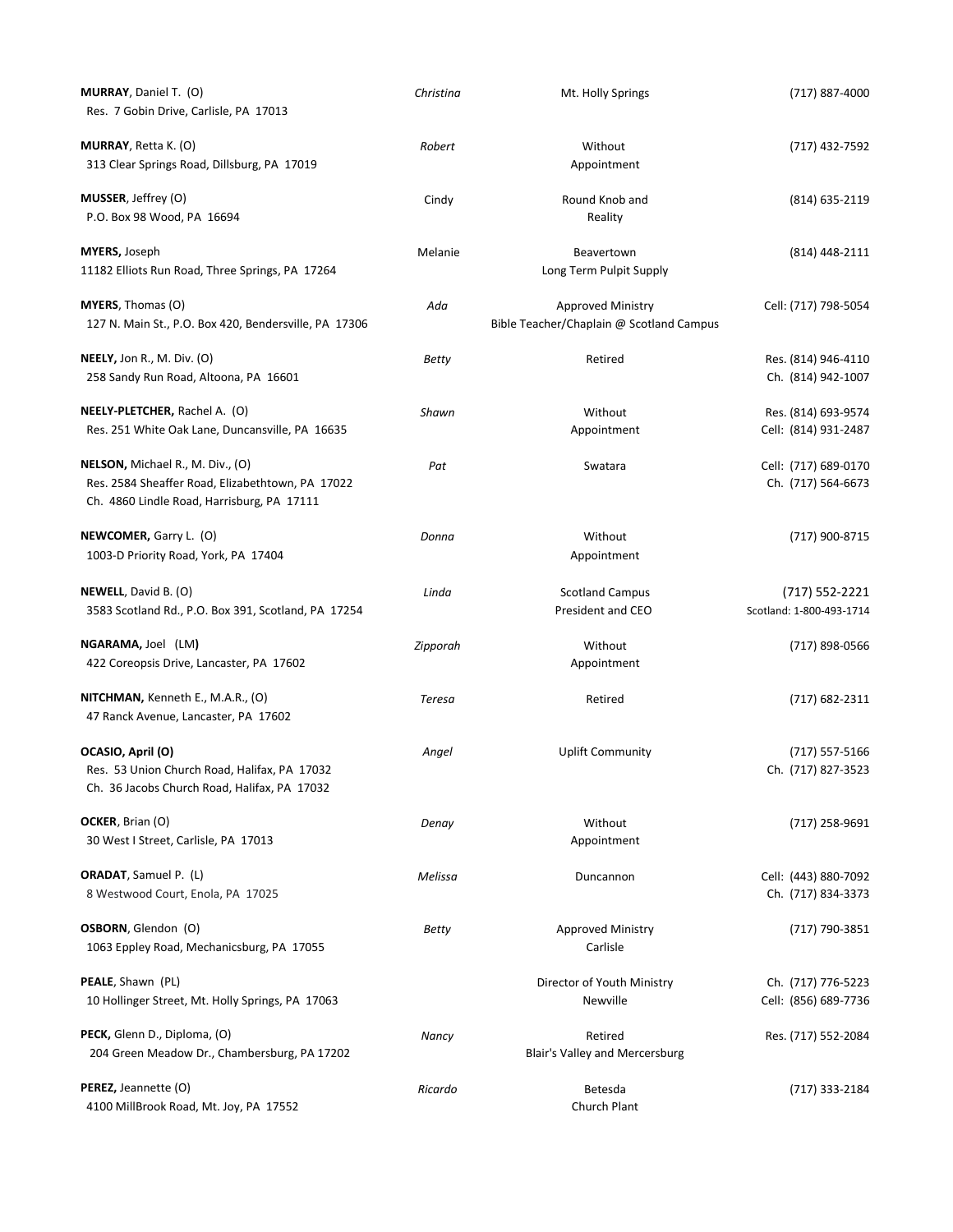| Name / Address | Spouse | Appointment | Phone |
|---|---|---|---|
| **MURRAY**, Daniel T. (O)<br>Res. 7 Gobin Drive, Carlisle, PA 17013 | *Christina* | Mt. Holly Springs | (717) 887-4000 |
| **MURRAY**, Retta K. (O)<br>313 Clear Springs Road, Dillsburg, PA 17019 | *Robert* | Without Appointment | (717) 432-7592 |
| **MUSSER**, Jeffrey (O)<br>P.O. Box 98 Wood, PA 16694 | Cindy | Round Knob and Reality | (814) 635-2119 |
| **MYERS,** Joseph<br>11182 Elliots Run Road, Three Springs, PA 17264 | Melanie | Beavertown<br>Long Term Pulpit Supply | (814) 448-2111 |
| **MYERS**, Thomas (O)<br>127 N. Main St., P.O. Box 420, Bendersville, PA 17306 | *Ada* | Approved Ministry<br>Bible Teacher/Chaplain @ Scotland Campus | Cell: (717) 798-5054 |
| **NEELY,** Jon R., M. Div. (O)<br>258 Sandy Run Road, Altoona, PA 16601 | *Betty* | Retired | Res. (814) 946-4110<br>Ch. (814) 942-1007 |
| **NEELY-PLETCHER,** Rachel A. (O)<br>Res. 251 White Oak Lane, Duncansville, PA 16635 | *Shawn* | Without Appointment | Res. (814) 693-9574<br>Cell: (814) 931-2487 |
| **NELSON,** Michael R., M. Div., (O)<br>Res. 2584 Sheaffer Road, Elizabethtown, PA 17022<br>Ch. 4860 Lindle Road, Harrisburg, PA 17111 | *Pat* | Swatara | Cell: (717) 689-0170<br>Ch. (717) 564-6673 |
| **NEWCOMER,** Garry L. (O)<br>1003-D Priority Road, York, PA 17404 | *Donna* | Without Appointment | (717) 900-8715 |
| **NEWELL**, David B. (O)<br>3583 Scotland Rd., P.O. Box 391, Scotland, PA 17254 | *Linda* | Scotland Campus<br>President and CEO | (717) 552-2221<br>Scotland: 1-800-493-1714 |
| **NGARAMA,** Joel (LM**)**<br>422 Coreopsis Drive, Lancaster, PA 17602 | *Zipporah* | Without Appointment | (717) 898-0566 |
| **NITCHMAN,** Kenneth E., M.A.R., (O)<br>47 Ranck Avenue, Lancaster, PA 17602 | *Teresa* | Retired | (717) 682-2311 |
| **OCASIO, April (O)**<br>Res. 53 Union Church Road, Halifax, PA 17032<br>Ch. 36 Jacobs Church Road, Halifax, PA 17032 | *Angel* | Uplift Community | (717) 557-5166<br>Ch. (717) 827-3523 |
| **OCKER**, Brian (O)<br>30 West I Street, Carlisle, PA 17013 | *Denay* | Without Appointment | (717) 258-9691 |
| **ORADAT**, Samuel P. (L)<br>8 Westwood Court, Enola, PA 17025 | *Melissa* | Duncannon | Cell: (443) 880-7092<br>Ch. (717) 834-3373 |
| **OSBORN**, Glendon (O)<br>1063 Eppley Road, Mechanicsburg, PA 17055 | *Betty* | Approved Ministry<br>Carlisle | (717) 790-3851 |
| **PEALE**, Shawn (PL)<br>10 Hollinger Street, Mt. Holly Springs, PA 17063 | | Director of Youth Ministry<br>Newville | Ch. (717) 776-5223<br>Cell: (856) 689-7736 |
| **PECK,** Glenn D., Diploma, (O)<br>204 Green Meadow Dr., Chambersburg, PA 17202 | *Nancy* | Retired<br>Blair's Valley and Mercersburg | Res. (717) 552-2084 |
| **PEREZ,** Jeannette (O)<br>4100 MillBrook Road, Mt. Joy, PA 17552 | *Ricardo* | Betesda<br>Church Plant | (717) 333-2184 |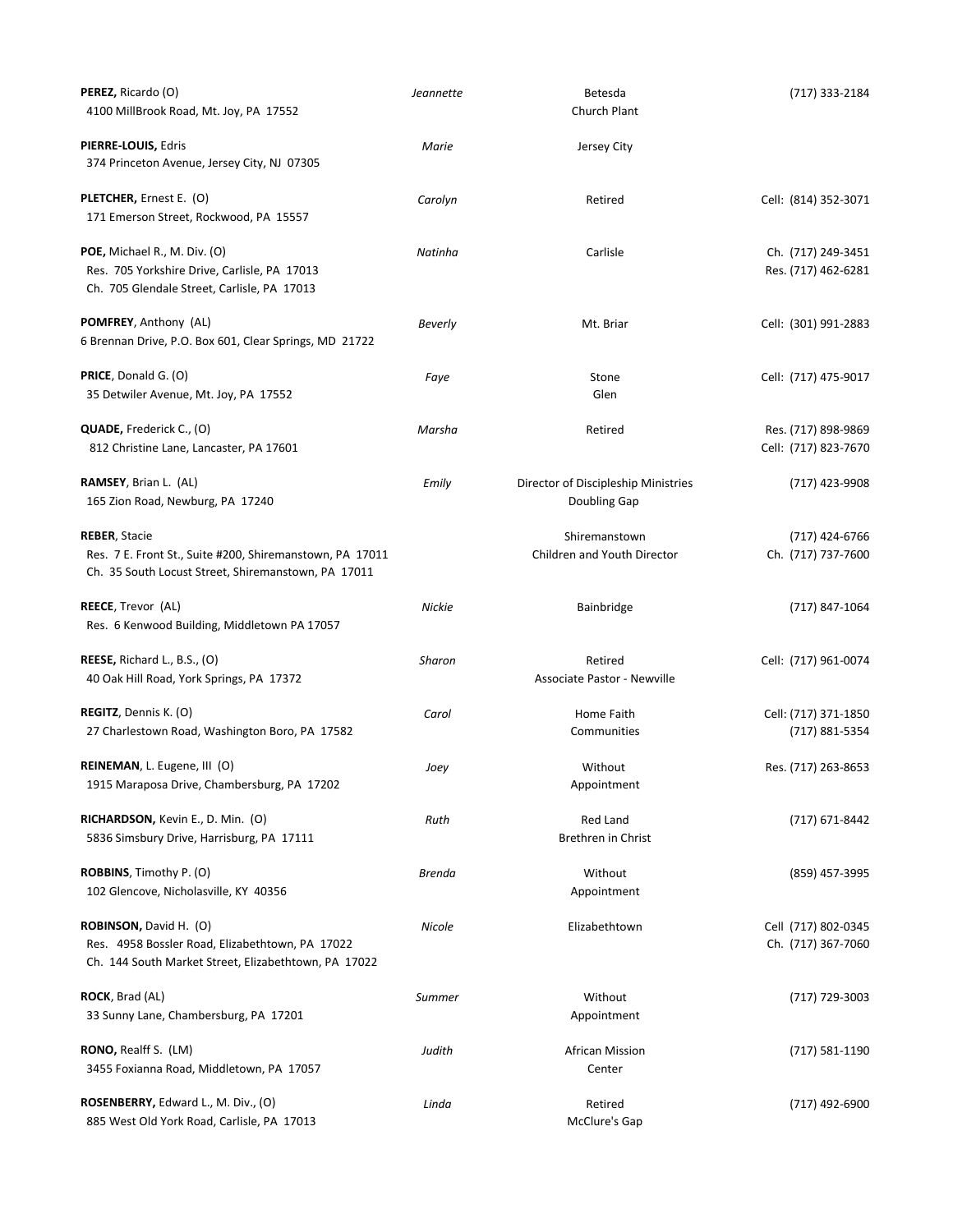| Name / Address | Spouse | Assignment | Phone |
| --- | --- | --- | --- |
| **PEREZ,** Ricardo (O)<br>4100 MillBrook Road, Mt. Joy, PA 17552 | *Jeannette* | Betesda<br>Church Plant | (717) 333-2184 |
| **PIERRE-LOUIS,** Edris<br>374 Princeton Avenue, Jersey City, NJ 07305 | *Marie* | Jersey City | |
| **PLETCHER,** Ernest E. (O)<br>171 Emerson Street, Rockwood, PA 15557 | *Carolyn* | Retired | Cell: (814) 352-3071 |
| **POE,** Michael R., M. Div. (O)<br>Res. 705 Yorkshire Drive, Carlisle, PA 17013<br>Ch. 705 Glendale Street, Carlisle, PA 17013 | *Natinha* | Carlisle | Ch. (717) 249-3451<br>Res. (717) 462-6281 |
| **POMFREY**, Anthony (AL)<br>6 Brennan Drive, P.O. Box 601, Clear Springs, MD 21722 | *Beverly* | Mt. Briar | Cell: (301) 991-2883 |
| **PRICE**, Donald G. (O)<br>35 Detwiler Avenue, Mt. Joy, PA 17552 | *Faye* | Stone<br>Glen | Cell: (717) 475-9017 |
| **QUADE,** Frederick C., (O)<br>812 Christine Lane, Lancaster, PA 17601 | *Marsha* | Retired | Res. (717) 898-9869<br>Cell: (717) 823-7670 |
| **RAMSEY**, Brian L. (AL)<br>165 Zion Road, Newburg, PA 17240 | *Emily* | Director of Discipleship Ministries<br>Doubling Gap | (717) 423-9908 |
| **REBER**, Stacie<br>Res. 7 E. Front St., Suite #200, Shiremanstown, PA 17011<br>Ch. 35 South Locust Street, Shiremanstown, PA 17011 | | Shiremanstown<br>Children and Youth Director | (717) 424-6766<br>Ch. (717) 737-7600 |
| **REECE**, Trevor (AL)<br>Res. 6 Kenwood Building, Middletown PA 17057 | *Nickie* | Bainbridge | (717) 847-1064 |
| **REESE,** Richard L., B.S., (O)<br>40 Oak Hill Road, York Springs, PA 17372 | *Sharon* | Retired<br>Associate Pastor - Newville | Cell: (717) 961-0074 |
| **REGITZ**, Dennis K. (O)<br>27 Charlestown Road, Washington Boro, PA 17582 | *Carol* | Home Faith<br>Communities | Cell: (717) 371-1850<br>(717) 881-5354 |
| **REINEMAN**, L. Eugene, III (O)<br>1915 Maraposa Drive, Chambersburg, PA 17202 | *Joey* | Without<br>Appointment | Res. (717) 263-8653 |
| **RICHARDSON,** Kevin E., D. Min. (O)<br>5836 Simsbury Drive, Harrisburg, PA 17111 | *Ruth* | Red Land<br>Brethren in Christ | (717) 671-8442 |
| **ROBBINS**, Timothy P. (O)<br>102 Glencove, Nicholasville, KY 40356 | *Brenda* | Without<br>Appointment | (859) 457-3995 |
| **ROBINSON,** David H. (O)<br>Res. 4958 Bossler Road, Elizabethtown, PA 17022<br>Ch. 144 South Market Street, Elizabethtown, PA 17022 | *Nicole* | Elizabethtown | Cell (717) 802-0345<br>Ch. (717) 367-7060 |
| **ROCK**, Brad (AL)<br>33 Sunny Lane, Chambersburg, PA 17201 | *Summer* | Without<br>Appointment | (717) 729-3003 |
| **RONO,** Realff S. (LM)<br>3455 Foxianna Road, Middletown, PA 17057 | *Judith* | African Mission<br>Center | (717) 581-1190 |
| **ROSENBERRY,** Edward L., M. Div., (O)<br>885 West Old York Road, Carlisle, PA 17013 | *Linda* | Retired<br>McClure's Gap | (717) 492-6900 |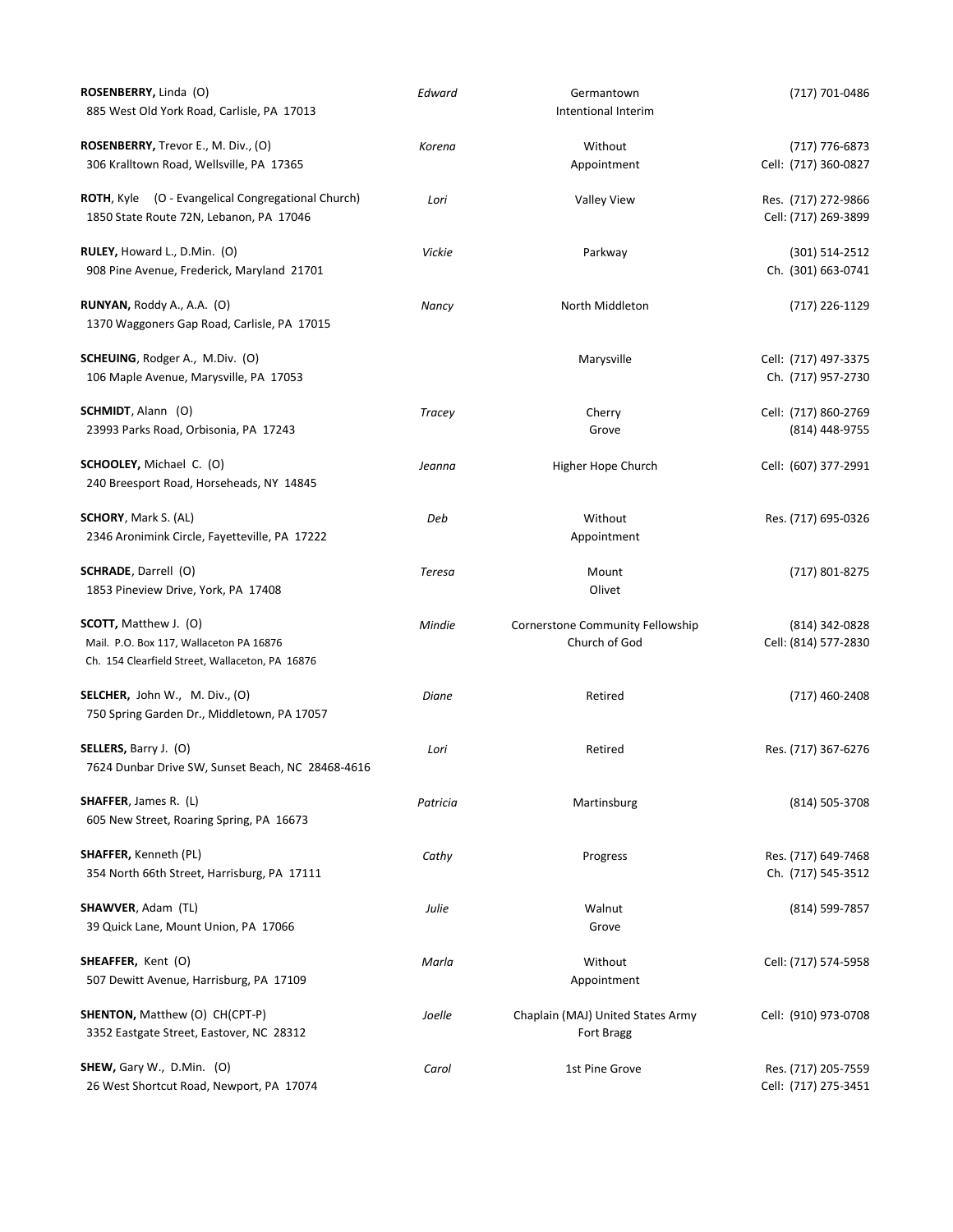| Name / Address | Spouse | Appointment | Phone |
|---|---|---|---|
| **ROSENBERRY,** Linda (O)<br>885 West Old York Road, Carlisle, PA 17013 | *Edward* | Germantown<br>Intentional Interim | (717) 701-0486 |
| **ROSENBERRY,** Trevor E., M. Div., (O)<br>306 Kralltown Road, Wellsville, PA 17365 | *Korena* | Without<br>Appointment | (717) 776-6873<br>Cell: (717) 360-0827 |
| **ROTH**, Kyle (O - Evangelical Congregational Church)<br>1850 State Route 72N, Lebanon, PA 17046 | *Lori* | Valley View | Res. (717) 272-9866<br>Cell: (717) 269-3899 |
| **RULEY,** Howard L., D.Min. (O)<br>908 Pine Avenue, Frederick, Maryland 21701 | *Vickie* | Parkway | (301) 514-2512<br>Ch. (301) 663-0741 |
| **RUNYAN,** Roddy A., A.A. (O)<br>1370 Waggoners Gap Road, Carlisle, PA 17015 | *Nancy* | North Middleton | (717) 226-1129 |
| **SCHEUING**, Rodger A., M.Div. (O)<br>106 Maple Avenue, Marysville, PA 17053 | | Marysville | Cell: (717) 497-3375<br>Ch. (717) 957-2730 |
| **SCHMIDT**, Alann (O)<br>23993 Parks Road, Orbisonia, PA 17243 | *Tracey* | Cherry<br>Grove | Cell: (717) 860-2769<br>(814) 448-9755 |
| **SCHOOLEY,** Michael C. (O)<br>240 Breesport Road, Horseheads, NY 14845 | *Jeanna* | Higher Hope Church | Cell: (607) 377-2991 |
| **SCHORY**, Mark S. (AL)<br>2346 Aronimink Circle, Fayetteville, PA 17222 | *Deb* | Without<br>Appointment | Res. (717) 695-0326 |
| **SCHRADE**, Darrell (O)<br>1853 Pineview Drive, York, PA 17408 | *Teresa* | Mount<br>Olivet | (717) 801-8275 |
| **SCOTT,** Matthew J. (O)<br>Mail. P.O. Box 117, Wallaceton PA 16876<br>Ch. 154 Clearfield Street, Wallaceton, PA 16876 | *Mindie* | Cornerstone Community Fellowship<br>Church of God | (814) 342-0828<br>Cell: (814) 577-2830 |
| **SELCHER,** John W., M. Div., (O)<br>750 Spring Garden Dr., Middletown, PA 17057 | *Diane* | Retired | (717) 460-2408 |
| **SELLERS,** Barry J. (O)<br>7624 Dunbar Drive SW, Sunset Beach, NC 28468-4616 | *Lori* | Retired | Res. (717) 367-6276 |
| **SHAFFER**, James R. (L)<br>605 New Street, Roaring Spring, PA 16673 | *Patricia* | Martinsburg | (814) 505-3708 |
| **SHAFFER,** Kenneth (PL)<br>354 North 66th Street, Harrisburg, PA 17111 | *Cathy* | Progress | Res. (717) 649-7468<br>Ch. (717) 545-3512 |
| **SHAWVER**, Adam (TL)<br>39 Quick Lane, Mount Union, PA 17066 | *Julie* | Walnut<br>Grove | (814) 599-7857 |
| **SHEAFFER,** Kent (O)<br>507 Dewitt Avenue, Harrisburg, PA 17109 | *Marla* | Without<br>Appointment | Cell: (717) 574-5958 |
| **SHENTON,** Matthew (O) CH(CPT-P)<br>3352 Eastgate Street, Eastover, NC 28312 | *Joelle* | Chaplain (MAJ) United States Army<br>Fort Bragg | Cell: (910) 973-0708 |
| **SHEW,** Gary W., D.Min. (O)<br>26 West Shortcut Road, Newport, PA 17074 | *Carol* | 1st Pine Grove | Res. (717) 205-7559<br>Cell: (717) 275-3451 |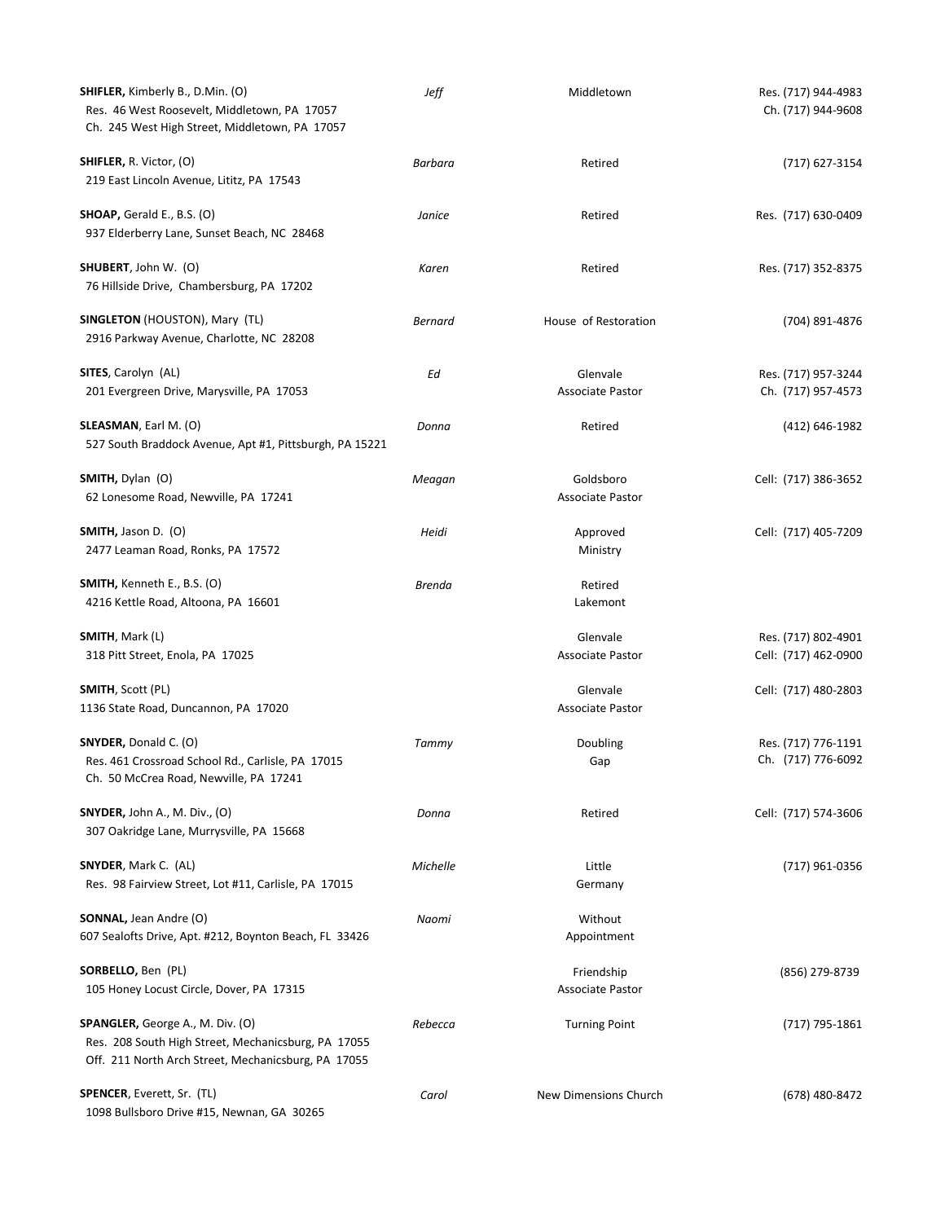| Name / Address | Spouse | Appointment | Phone |
|---|---|---|---|
| **SHIFLER,** Kimberly B., D.Min. (O)<br>Res. 46 West Roosevelt, Middletown, PA 17057<br>Ch. 245 West High Street, Middletown, PA 17057 | *Jeff* | Middletown | Res. (717) 944-4983<br>Ch. (717) 944-9608 |
| **SHIFLER,** R. Victor, (O)<br>219 East Lincoln Avenue, Lititz, PA 17543 | *Barbara* | Retired | (717) 627-3154 |
| **SHOAP,** Gerald E., B.S. (O)<br>937 Elderberry Lane, Sunset Beach, NC 28468 | *Janice* | Retired | Res. (717) 630-0409 |
| **SHUBERT**, John W. (O)<br>76 Hillside Drive, Chambersburg, PA 17202 | *Karen* | Retired | Res. (717) 352-8375 |
| **SINGLETON** (HOUSTON), Mary (TL)<br>2916 Parkway Avenue, Charlotte, NC 28208 | *Bernard* | House of Restoration | (704) 891-4876 |
| **SITES**, Carolyn (AL)<br>201 Evergreen Drive, Marysville, PA 17053 | *Ed* | Glenvale<br>Associate Pastor | Res. (717) 957-3244<br>Ch. (717) 957-4573 |
| **SLEASMAN**, Earl M. (O)<br>527 South Braddock Avenue, Apt #1, Pittsburgh, PA 15221 | *Donna* | Retired | (412) 646-1982 |
| **SMITH,** Dylan (O)<br>62 Lonesome Road, Newville, PA 17241 | *Meagan* | Goldsboro<br>Associate Pastor | Cell: (717) 386-3652 |
| **SMITH,** Jason D. (O)<br>2477 Leaman Road, Ronks, PA 17572 | *Heidi* | Approved<br>Ministry | Cell: (717) 405-7209 |
| **SMITH,** Kenneth E., B.S. (O)<br>4216 Kettle Road, Altoona, PA 16601 | *Brenda* | Retired<br>Lakemont | |
| **SMITH**, Mark (L)<br>318 Pitt Street, Enola, PA 17025 | | Glenvale<br>Associate Pastor | Res. (717) 802-4901<br>Cell: (717) 462-0900 |
| **SMITH**, Scott (PL)<br>1136 State Road, Duncannon, PA 17020 | | Glenvale<br>Associate Pastor | Cell: (717) 480-2803 |
| **SNYDER,** Donald C. (O)<br>Res. 461 Crossroad School Rd., Carlisle, PA 17015<br>Ch. 50 McCrea Road, Newville, PA 17241 | *Tammy* | Doubling<br>Gap | Res. (717) 776-1191<br>Ch. (717) 776-6092 |
| **SNYDER,** John A., M. Div., (O)<br>307 Oakridge Lane, Murrysville, PA 15668 | *Donna* | Retired | Cell: (717) 574-3606 |
| **SNYDER**, Mark C. (AL)<br>Res. 98 Fairview Street, Lot #11, Carlisle, PA 17015 | *Michelle* | Little<br>Germany | (717) 961-0356 |
| **SONNAL,** Jean Andre (O)<br>607 Sealofts Drive, Apt. #212, Boynton Beach, FL 33426 | *Naomi* | Without<br>Appointment | |
| **SORBELLO,** Ben (PL)<br>105 Honey Locust Circle, Dover, PA 17315 | | Friendship<br>Associate Pastor | (856) 279-8739 |
| **SPANGLER,** George A., M. Div. (O)<br>Res. 208 South High Street, Mechanicsburg, PA 17055<br>Off. 211 North Arch Street, Mechanicsburg, PA 17055 | *Rebecca* | Turning Point | (717) 795-1861 |
| **SPENCER**, Everett, Sr. (TL)<br>1098 Bullsboro Drive #15, Newnan, GA 30265 | *Carol* | New Dimensions Church | (678) 480-8472 |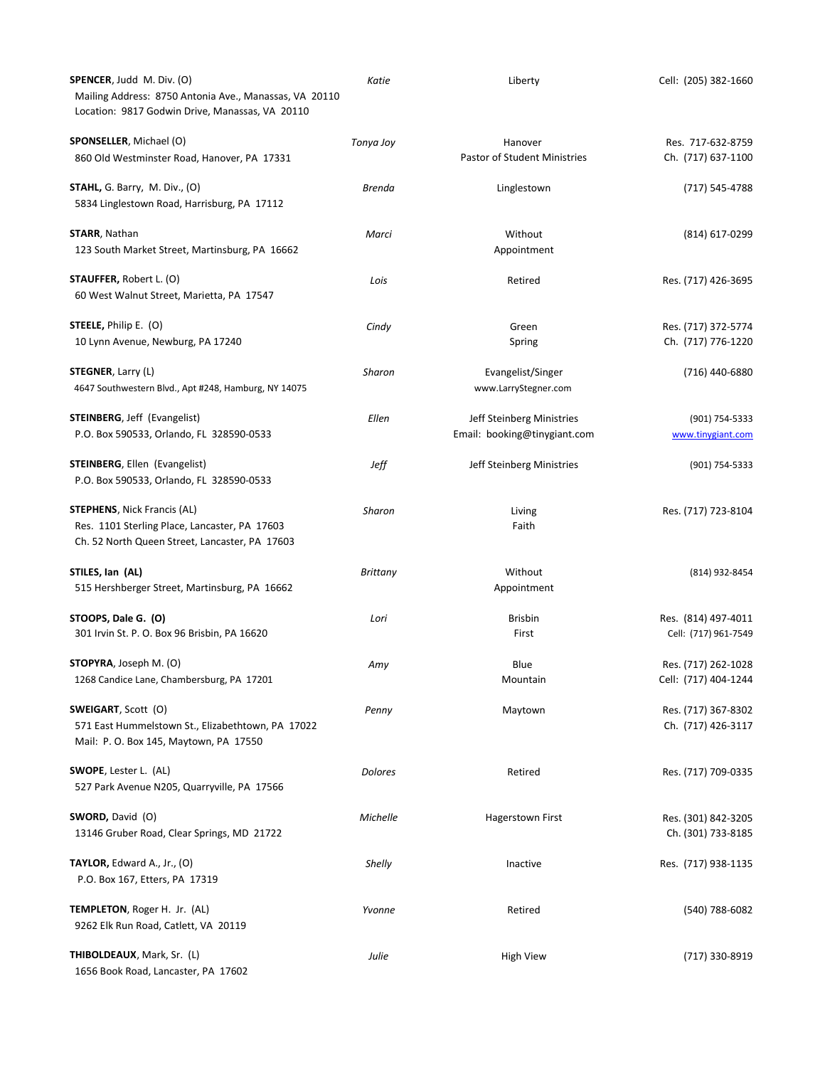| | | | |
|---|---|---|---|
| **SPENCER**, Judd M. Div. (O)<br>Mailing Address: 8750 Antonia Ave., Manassas, VA 20110<br>Location: 9817 Godwin Drive, Manassas, VA 20110 | *Katie* | Liberty | Cell: (205) 382-1660 |
| **SPONSELLER**, Michael (O)<br>860 Old Westminster Road, Hanover, PA 17331 | *Tonya Joy* | Hanover<br>Pastor of Student Ministries | Res. 717-632-8759<br>Ch. (717) 637-1100 |
| **STAHL,** G. Barry, M. Div., (O)<br>5834 Linglestown Road, Harrisburg, PA 17112 | *Brenda* | Linglestown | (717) 545-4788 |
| **STARR**, Nathan<br>123 South Market Street, Martinsburg, PA 16662 | *Marci* | Without Appointment | (814) 617-0299 |
| **STAUFFER,** Robert L. (O)<br>60 West Walnut Street, Marietta, PA 17547 | *Lois* | Retired | Res. (717) 426-3695 |
| **STEELE,** Philip E. (O)<br>10 Lynn Avenue, Newburg, PA 17240 | *Cindy* | Green Spring | Res. (717) 372-5774<br>Ch. (717) 776-1220 |
| **STEGNER**, Larry (L)<br>4647 Southwestern Blvd., Apt #248, Hamburg, NY 14075 | *Sharon* | Evangelist/Singer<br>www.LarryStegner.com | (716) 440-6880 |
| **STEINBERG**, Jeff (Evangelist)<br>P.O. Box 590533, Orlando, FL 328590-0533 | *Ellen* | Jeff Steinberg Ministries<br>Email: booking@tinygiant.com | (901) 754-5333<br>www.tinygiant.com |
| **STEINBERG**, Ellen (Evangelist)<br>P.O. Box 590533, Orlando, FL 328590-0533 | *Jeff* | Jeff Steinberg Ministries | (901) 754-5333 |
| **STEPHENS**, Nick Francis (AL)<br>Res. 1101 Sterling Place, Lancaster, PA 17603<br>Ch. 52 North Queen Street, Lancaster, PA 17603 | *Sharon* | Living Faith | Res. (717) 723-8104 |
| **STILES, Ian (AL)**<br>515 Hershberger Street, Martinsburg, PA 16662 | *Brittany* | Without Appointment | (814) 932-8454 |
| **STOOPS, Dale G. (O)**<br>301 Irvin St. P. O. Box 96 Brisbin, PA 16620 | *Lori* | Brisbin First | Res. (814) 497-4011<br>Cell: (717) 961-7549 |
| **STOPYRA**, Joseph M. (O)<br>1268 Candice Lane, Chambersburg, PA 17201 | *Amy* | Blue Mountain | Res. (717) 262-1028<br>Cell: (717) 404-1244 |
| **SWEIGART**, Scott (O)<br>571 East Hummelstown St., Elizabethtown, PA 17022<br>Mail: P. O. Box 145, Maytown, PA 17550 | *Penny* | Maytown | Res. (717) 367-8302<br>Ch. (717) 426-3117 |
| **SWOPE**, Lester L. (AL)<br>527 Park Avenue N205, Quarryville, PA 17566 | *Dolores* | Retired | Res. (717) 709-0335 |
| **SWORD,** David (O)<br>13146 Gruber Road, Clear Springs, MD 21722 | *Michelle* | Hagerstown First | Res. (301) 842-3205<br>Ch. (301) 733-8185 |
| **TAYLOR,** Edward A., Jr., (O)<br>P.O. Box 167, Etters, PA 17319 | *Shelly* | Inactive | Res. (717) 938-1135 |
| **TEMPLETON**, Roger H. Jr. (AL)<br>9262 Elk Run Road, Catlett, VA 20119 | *Yvonne* | Retired | (540) 788-6082 |
| **THIBOLDEAUX**, Mark, Sr. (L)<br>1656 Book Road, Lancaster, PA 17602 | *Julie* | High View | (717) 330-8919 |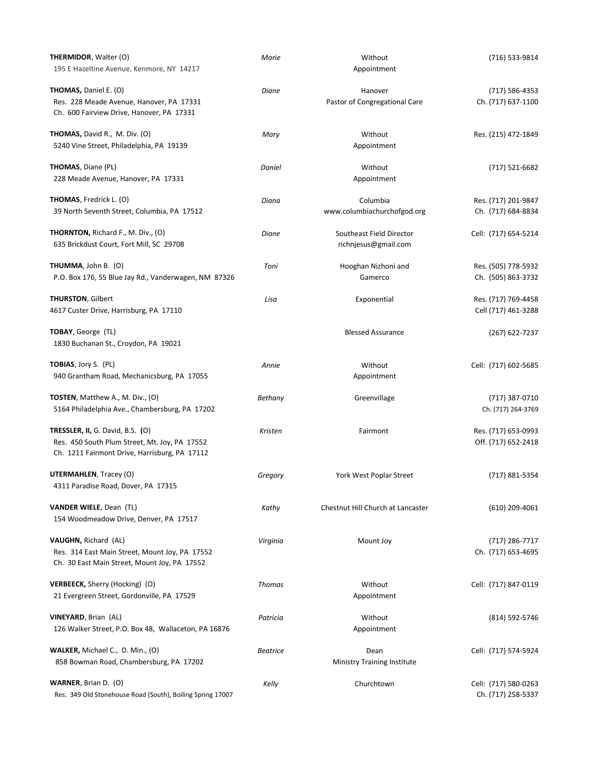| Name / Address | Spouse | Assignment | Phone |
|---|---|---|---|
| **THERMIDOR**, Walter (O)<br>195 E Hazeltine Avenue, Kenmore, NY 14217 | *Marie* | Without Appointment | (716) 533-9814 |
| **THOMAS,** Daniel E. (O)<br>Res. 228 Meade Avenue, Hanover, PA 17331<br>Ch. 600 Fairview Drive, Hanover, PA 17331 | *Diane* | Hanover<br>Pastor of Congregational Care | (717) 586-4353<br>Ch. (717) 637-1100 |
| **THOMAS,** David R., M. Div. (O)<br>5240 Vine Street, Philadelphia, PA 19139 | *Mary* | Without Appointment | Res. (215) 472-1849 |
| **THOMAS**, Diane (PL)<br>228 Meade Avenue, Hanover, PA 17331 | *Daniel* | Without Appointment | (717) 521-6682 |
| **THOMAS**, Fredrick L. (O)<br>39 North Seventh Street, Columbia, PA 17512 | *Diana* | Columbia<br>www.columbiachurchofgod.org | Res. (717) 201-9847<br>Ch. (717) 684-8834 |
| **THORNTON,** Richard F., M. Div., (O)<br>635 Brickdust Court, Fort Mill, SC 29708 | *Diane* | Southeast Field Director<br>richnjesus@gmail.com | Cell: (717) 654-5214 |
| **THUMMA**, John B. (O)<br>P.O. Box 176, 55 Blue Jay Rd., Vanderwagen, NM 87326 | *Toni* | Hooghan Nizhoni and Gamerco | Res. (505) 778-5932<br>Ch. (505) 863-3732 |
| **THURSTON**, Gilbert<br>4617 Custer Drive, Harrisburg, PA 17110 | *Lisa* | Exponential | Res. (717) 769-4458<br>Cell (717) 461-3288 |
| **TOBAY**, George (TL)<br>1830 Buchanan St., Croydon, PA 19021 | | Blessed Assurance | (267) 622-7237 |
| **TOBIAS**, Jory S. (PL)<br>940 Grantham Road, Mechanicsburg, PA 17055 | *Annie* | Without Appointment | Cell: (717) 602-5685 |
| **TOSTEN**, Matthew A., M. Div., (O)<br>5164 Philadelphia Ave., Chambersburg, PA 17202 | *Bethany* | Greenvillage | (717) 387-0710<br>Ch. (717) 264-3769 |
| **TRESSLER, II,** G. David, B.S. **(**O)<br>Res. 450 South Plum Street, Mt. Joy, PA 17552<br>Ch. 1211 Fairmont Drive, Harrisburg, PA 17112 | *Kristen* | Fairmont | Res. (717) 653-0993<br>Off. (717) 652-2418 |
| **UTERMAHLEN**, Tracey (O)<br>4311 Paradise Road, Dover, PA 17315 | *Gregory* | York West Poplar Street | (717) 881-5354 |
| **VANDER WIELE**, Dean (TL)<br>154 Woodmeadow Drive, Denver, PA 17517 | *Kathy* | Chestnut Hill Church at Lancaster | (610) 209-4061 |
| **VAUGHN,** Richard (AL)<br>Res. 314 East Main Street, Mount Joy, PA 17552<br>Ch. 30 East Main Street, Mount Joy, PA 17552 | *Virginia* | Mount Joy | (717) 286-7717<br>Ch. (717) 653-4695 |
| **VERBEECK,** Sherry (Hocking) (O)<br>21 Evergreen Street, Gordonville, PA 17529 | *Thomas* | Without Appointment | Cell: (717) 847-0119 |
| **VINEYARD**, Brian (AL)<br>126 Walker Street, P.O. Box 48, Wallaceton, PA 16876 | *Patricia* | Without Appointment | (814) 592-5746 |
| **WALKER,** Michael C., D. Min., (O)<br>858 Bowman Road, Chambersburg, PA 17202 | *Beatrice* | Dean<br>Ministry Training Institute | Cell: (717) 574-5924 |
| **WARNER**, Brian D. (O)<br>Res. 349 Old Stonehouse Road (South), Boiling Spring 17007 | *Kelly* | Churchtown | Cell: (717) 580-0263<br>Ch. (717) 258-5337 |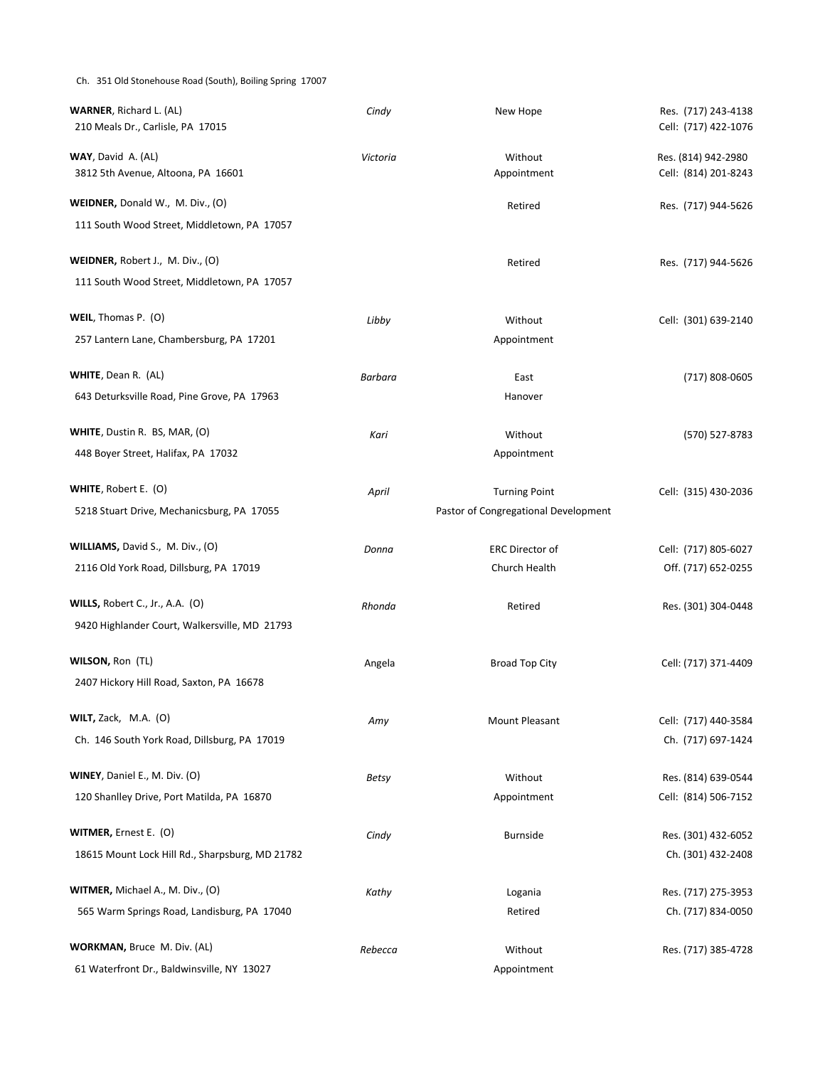Ch. 351 Old Stonehouse Road (South), Boiling Spring 17007

| | | | |
|---|---|---|---|
| **WARNER**, Richard L. (AL)<br>210 Meals Dr., Carlisle, PA 17015 | *Cindy* | New Hope | Res. (717) 243-4138<br>Cell: (717) 422-1076 |
| **WAY**, David A. (AL)<br>3812 5th Avenue, Altoona, PA 16601 | *Victoria* | Without Appointment | Res. (814) 942-2980<br>Cell: (814) 201-8243 |
| **WEIDNER,** Donald W., M. Div., (O)<br>111 South Wood Street, Middletown, PA 17057 | | Retired | Res. (717) 944-5626 |
| **WEIDNER,** Robert J., M. Div., (O)<br>111 South Wood Street, Middletown, PA 17057 | | Retired | Res. (717) 944-5626 |
| **WEIL**, Thomas P. (O)<br>257 Lantern Lane, Chambersburg, PA 17201 | *Libby* | Without Appointment | Cell: (301) 639-2140 |
| **WHITE**, Dean R. (AL)<br>643 Deturksville Road, Pine Grove, PA 17963 | *Barbara* | East Hanover | (717) 808-0605 |
| **WHITE**, Dustin R. BS, MAR, (O)<br>448 Boyer Street, Halifax, PA 17032 | *Kari* | Without Appointment | (570) 527-8783 |
| **WHITE**, Robert E. (O)<br>5218 Stuart Drive, Mechanicsburg, PA 17055 | *April* | Turning Point<br>Pastor of Congregational Development | Cell: (315) 430-2036 |
| **WILLIAMS,** David S., M. Div., (O)<br>2116 Old York Road, Dillsburg, PA 17019 | *Donna* | ERC Director of Church Health | Cell: (717) 805-6027<br>Off. (717) 652-0255 |
| **WILLS,** Robert C., Jr., A.A. (O)<br>9420 Highlander Court, Walkersville, MD 21793 | *Rhonda* | Retired | Res. (301) 304-0448 |
| **WILSON,** Ron (TL)<br>2407 Hickory Hill Road, Saxton, PA 16678 | Angela | Broad Top City | Cell: (717) 371-4409 |
| **WILT,** Zack, M.A. (O)<br>Ch. 146 South York Road, Dillsburg, PA 17019 | *Amy* | Mount Pleasant | Cell: (717) 440-3584<br>Ch. (717) 697-1424 |
| **WINEY**, Daniel E., M. Div. (O)<br>120 Shanlley Drive, Port Matilda, PA 16870 | *Betsy* | Without Appointment | Res. (814) 639-0544<br>Cell: (814) 506-7152 |
| **WITMER,** Ernest E. (O)<br>18615 Mount Lock Hill Rd., Sharpsburg, MD 21782 | *Cindy* | Burnside | Res. (301) 432-6052<br>Ch. (301) 432-2408 |
| **WITMER,** Michael A., M. Div., (O)<br>565 Warm Springs Road, Landisburg, PA 17040 | *Kathy* | Logania<br>Retired | Res. (717) 275-3953<br>Ch. (717) 834-0050 |
| **WORKMAN,** Bruce M. Div. (AL)<br>61 Waterfront Dr., Baldwinsville, NY 13027 | *Rebecca* | Without Appointment | Res. (717) 385-4728 |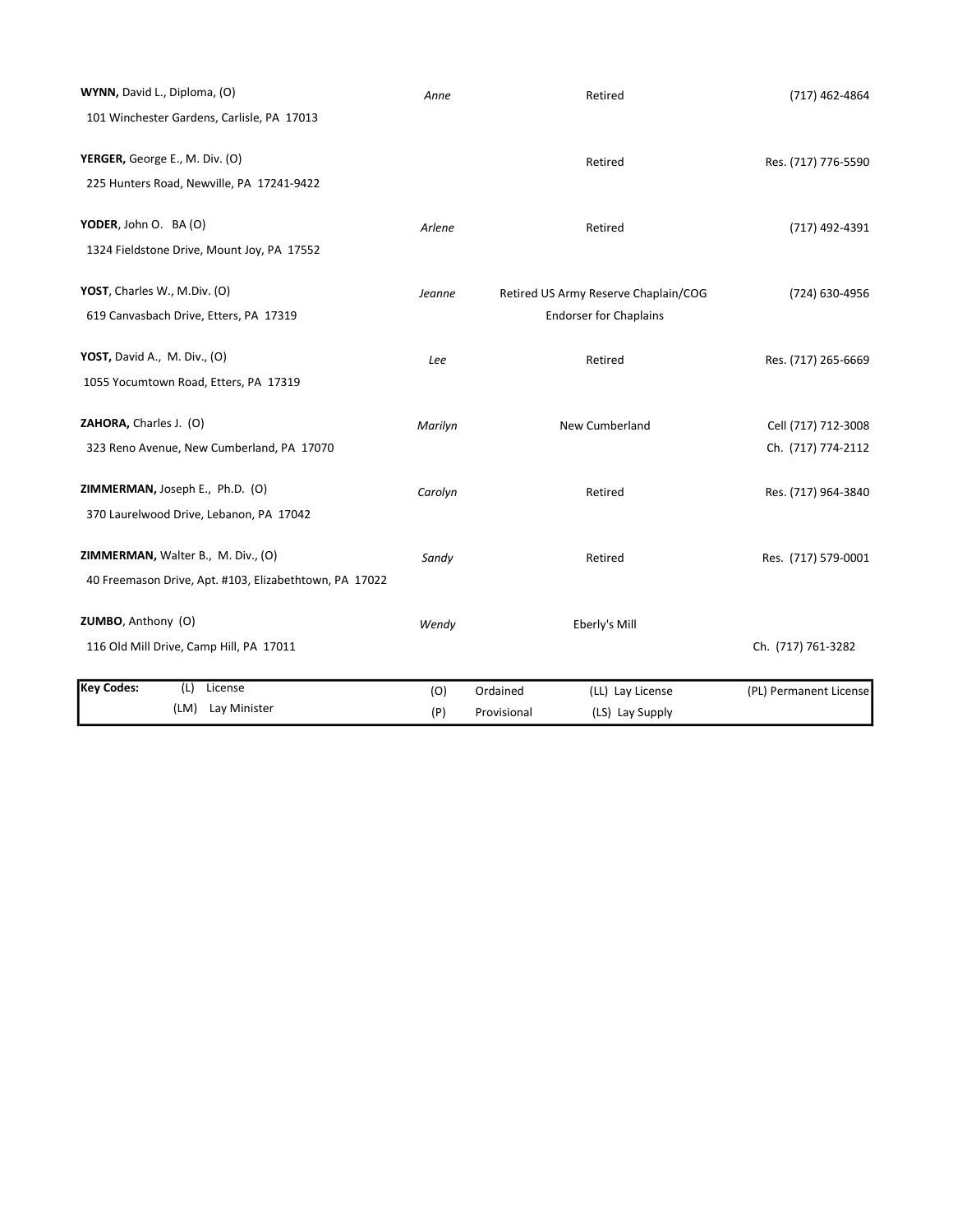| Name / Address | Spouse | Assignment | Phone |
|---|---|---|---|
| **WYNN,** David L., Diploma, (O)<br>101 Winchester Gardens, Carlisle, PA 17013 | *Anne* | Retired | (717) 462-4864 |
| **YERGER,** George E., M. Div. (O)<br>225 Hunters Road, Newville, PA 17241-9422 | | Retired | Res. (717) 776-5590 |
| **YODER**, John O. BA (O)<br>1324 Fieldstone Drive, Mount Joy, PA 17552 | *Arlene* | Retired | (717) 492-4391 |
| **YOST**, Charles W., M.Div. (O)<br>619 Canvasbach Drive, Etters, PA 17319 | *Jeanne* | Retired US Army Reserve Chaplain/COG Endorser for Chaplains | (724) 630-4956 |
| **YOST,** David A., M. Div., (O)<br>1055 Yocumtown Road, Etters, PA 17319 | *Lee* | Retired | Res. (717) 265-6669 |
| **ZAHORA,** Charles J. (O)<br>323 Reno Avenue, New Cumberland, PA 17070 | *Marilyn* | New Cumberland | Cell (717) 712-3008<br>Ch. (717) 774-2112 |
| **ZIMMERMAN,** Joseph E., Ph.D. (O)<br>370 Laurelwood Drive, Lebanon, PA 17042 | *Carolyn* | Retired | Res. (717) 964-3840 |
| **ZIMMERMAN,** Walter B., M. Div., (O)<br>40 Freemason Drive, Apt. #103, Elizabethtown, PA 17022 | *Sandy* | Retired | Res. (717) 579-0001 |
| **ZUMBO**, Anthony (O)<br>116 Old Mill Drive, Camp Hill, PA 17011 | *Wendy* | Eberly's Mill | Ch. (717) 761-3282 |

| **Key Codes:** | | | |
|---|---|---|---|
| (L) License | (O) Ordained | (LL) Lay License | (PL) Permanent License |
| (LM) Lay Minister | (P) Provisional | (LS) Lay Supply | |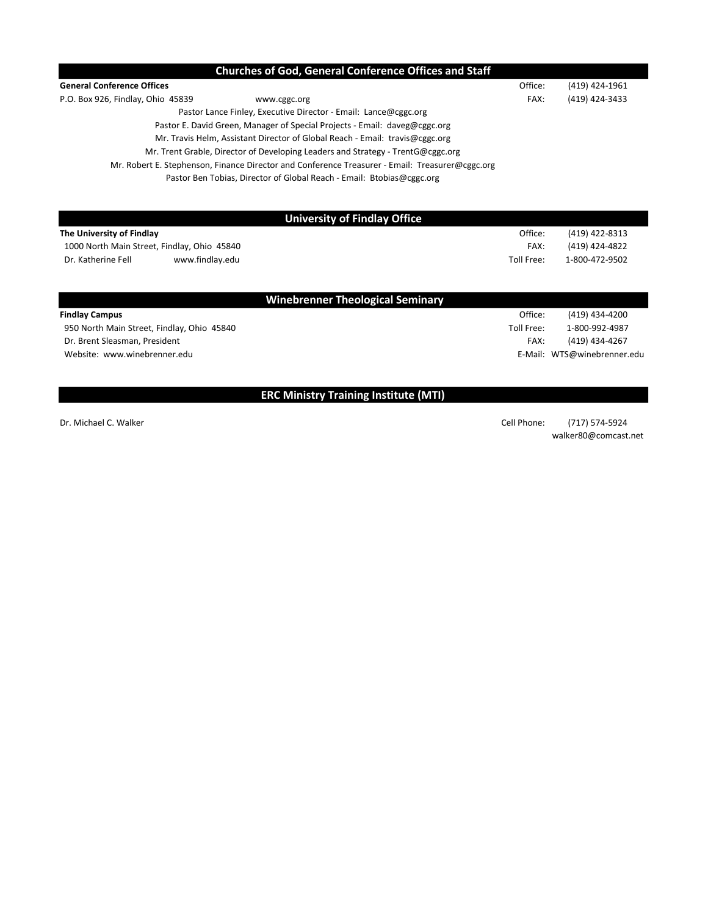## Churches of God, General Conference Offices and Staff

**General Conference Offices** | Office: (419) 424-1961

P.O. Box 926, Findlay, Ohio 45839 | www.cggc.org | FAX: (419) 424-3433

Pastor Lance Finley, Executive Director - Email: Lance@cggc.org

Pastor E. David Green, Manager of Special Projects - Email: daveg@cggc.org

Mr. Travis Helm, Assistant Director of Global Reach - Email: travis@cggc.org

Mr. Trent Grable, Director of Developing Leaders and Strategy - TrentG@cggc.org

Mr. Robert E. Stephenson, Finance Director and Conference Treasurer - Email: Treasurer@cggc.org

Pastor Ben Tobias, Director of Global Reach - Email: Btobias@cggc.org

## University of Findlay Office

**The University of Findlay** | Office: (419) 422-8313

1000 North Main Street, Findlay, Ohio 45840 | FAX: (419) 424-4822

Dr. Katherine Fell | www.findlay.edu | Toll Free: 1-800-472-9502

## Winebrenner Theological Seminary

**Findlay Campus** | Office: (419) 434-4200

950 North Main Street, Findlay, Ohio 45840 | Toll Free: 1-800-992-4987

Dr. Brent Sleasman, President | FAX: (419) 434-4267

Website: www.winebrenner.edu | E-Mail: WTS@winebrenner.edu

## ERC Ministry Training Institute (MTI)

Dr. Michael C. Walker | Cell Phone: (717) 574-5924

walker80@comcast.net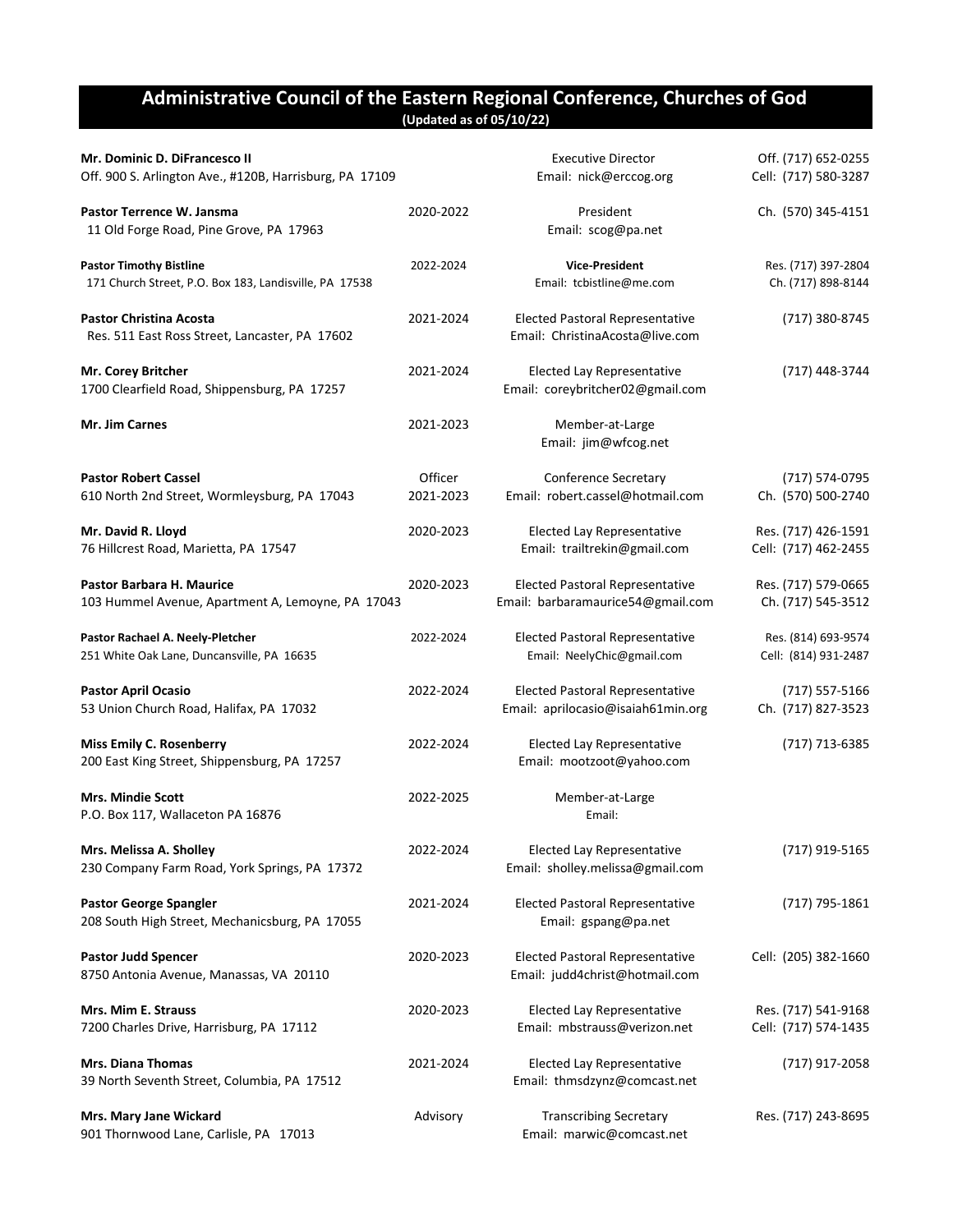# Administrative Council of the Eastern Regional Conference, Churches of God

**(Updated as of 05/10/22)**

| Name / Address | Term | Position / Email | Phone |
|---|---|---|---|
| **Mr. Dominic D. DiFrancesco II**<br>Off. 900 S. Arlington Ave., #120B, Harrisburg, PA 17109 | | Executive Director<br>Email: nick@erccog.org | Off. (717) 652-0255<br>Cell: (717) 580-3287 |
| **Pastor Terrence W. Jansma**<br>11 Old Forge Road, Pine Grove, PA 17963 | 2020-2022 | President<br>Email: scog@pa.net | Ch. (570) 345-4151 |
| **Pastor Timothy Bistline**<br>171 Church Street, P.O. Box 183, Landisville, PA 17538 | 2022-2024 | **Vice-President**<br>Email: tcbistline@me.com | Res. (717) 397-2804<br>Ch. (717) 898-8144 |
| **Pastor Christina Acosta**<br>Res. 511 East Ross Street, Lancaster, PA 17602 | 2021-2024 | Elected Pastoral Representative<br>Email: ChristinaAcosta@live.com | (717) 380-8745 |
| **Mr. Corey Britcher**<br>1700 Clearfield Road, Shippensburg, PA 17257 | 2021-2024 | Elected Lay Representative<br>Email: coreybritcher02@gmail.com | (717) 448-3744 |
| **Mr. Jim Carnes** | 2021-2023 | Member-at-Large<br>Email: jim@wfcog.net | |
| **Pastor Robert Cassel**<br>610 North 2nd Street, Wormleysburg, PA 17043 | Officer<br>2021-2023 | Conference Secretary<br>Email: robert.cassel@hotmail.com | (717) 574-0795<br>Ch. (570) 500-2740 |
| **Mr. David R. Lloyd**<br>76 Hillcrest Road, Marietta, PA 17547 | 2020-2023 | Elected Lay Representative<br>Email: trailtrekin@gmail.com | Res. (717) 426-1591<br>Cell: (717) 462-2455 |
| **Pastor Barbara H. Maurice**<br>103 Hummel Avenue, Apartment A, Lemoyne, PA 17043 | 2020-2023 | Elected Pastoral Representative<br>Email: barbaramaurice54@gmail.com | Res. (717) 579-0665<br>Ch. (717) 545-3512 |
| **Pastor Rachael A. Neely-Pletcher**<br>251 White Oak Lane, Duncansville, PA 16635 | 2022-2024 | Elected Pastoral Representative<br>Email: NeelyChic@gmail.com | Res. (814) 693-9574<br>Cell: (814) 931-2487 |
| **Pastor April Ocasio**<br>53 Union Church Road, Halifax, PA 17032 | 2022-2024 | Elected Pastoral Representative<br>Email: aprilocasio@isaiah61min.org | (717) 557-5166<br>Ch. (717) 827-3523 |
| **Miss Emily C. Rosenberry**<br>200 East King Street, Shippensburg, PA 17257 | 2022-2024 | Elected Lay Representative<br>Email: mootzoot@yahoo.com | (717) 713-6385 |
| **Mrs. Mindie Scott**<br>P.O. Box 117, Wallaceton PA 16876 | 2022-2025 | Member-at-Large<br>Email: | |
| **Mrs. Melissa A. Sholley**<br>230 Company Farm Road, York Springs, PA 17372 | 2022-2024 | Elected Lay Representative<br>Email: sholley.melissa@gmail.com | (717) 919-5165 |
| **Pastor George Spangler**<br>208 South High Street, Mechanicsburg, PA 17055 | 2021-2024 | Elected Pastoral Representative<br>Email: gspang@pa.net | (717) 795-1861 |
| **Pastor Judd Spencer**<br>8750 Antonia Avenue, Manassas, VA 20110 | 2020-2023 | Elected Pastoral Representative<br>Email: judd4christ@hotmail.com | Cell: (205) 382-1660 |
| **Mrs. Mim E. Strauss**<br>7200 Charles Drive, Harrisburg, PA 17112 | 2020-2023 | Elected Lay Representative<br>Email: mbstrauss@verizon.net | Res. (717) 541-9168<br>Cell: (717) 574-1435 |
| **Mrs. Diana Thomas**<br>39 North Seventh Street, Columbia, PA 17512 | 2021-2024 | Elected Lay Representative<br>Email: thmsdzynz@comcast.net | (717) 917-2058 |
| **Mrs. Mary Jane Wickard**<br>901 Thornwood Lane, Carlisle, PA 17013 | Advisory | Transcribing Secretary<br>Email: marwic@comcast.net | Res. (717) 243-8695 |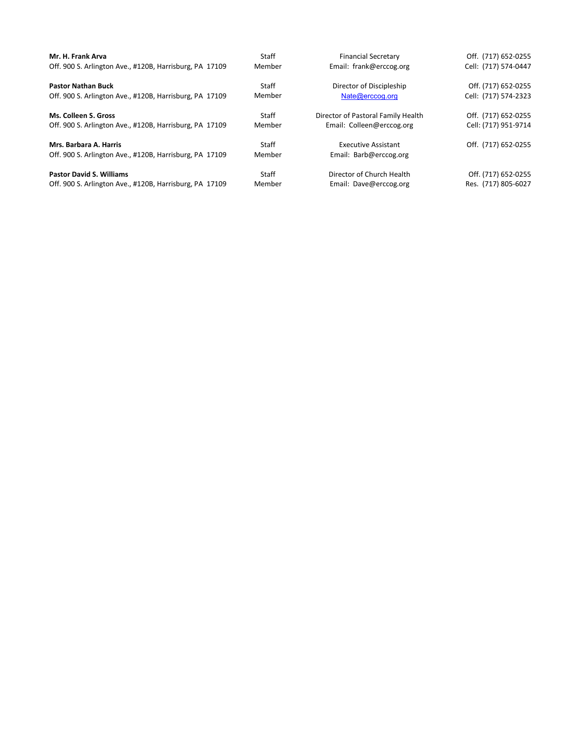| | | | |
|---|---|---|---|
| **Mr. H. Frank Arva**<br>Off. 900 S. Arlington Ave., #120B, Harrisburg, PA 17109 | Staff<br>Member | Financial Secretary<br>Email: frank@erccog.org | Off. (717) 652-0255<br>Cell: (717) 574-0447 |
| **Pastor Nathan Buck**<br>Off. 900 S. Arlington Ave., #120B, Harrisburg, PA 17109 | Staff<br>Member | Director of Discipleship<br>Nate@erccog.org | Off. (717) 652-0255<br>Cell: (717) 574-2323 |
| **Ms. Colleen S. Gross**<br>Off. 900 S. Arlington Ave., #120B, Harrisburg, PA 17109 | Staff<br>Member | Director of Pastoral Family Health<br>Email: Colleen@erccog.org | Off. (717) 652-0255<br>Cell: (717) 951-9714 |
| **Mrs. Barbara A. Harris**<br>Off. 900 S. Arlington Ave., #120B, Harrisburg, PA 17109 | Staff<br>Member | Executive Assistant<br>Email: Barb@erccog.org | Off. (717) 652-0255 |
| **Pastor David S. Williams**<br>Off. 900 S. Arlington Ave., #120B, Harrisburg, PA 17109 | Staff<br>Member | Director of Church Health<br>Email: Dave@erccog.org | Off. (717) 652-0255<br>Res. (717) 805-6027 |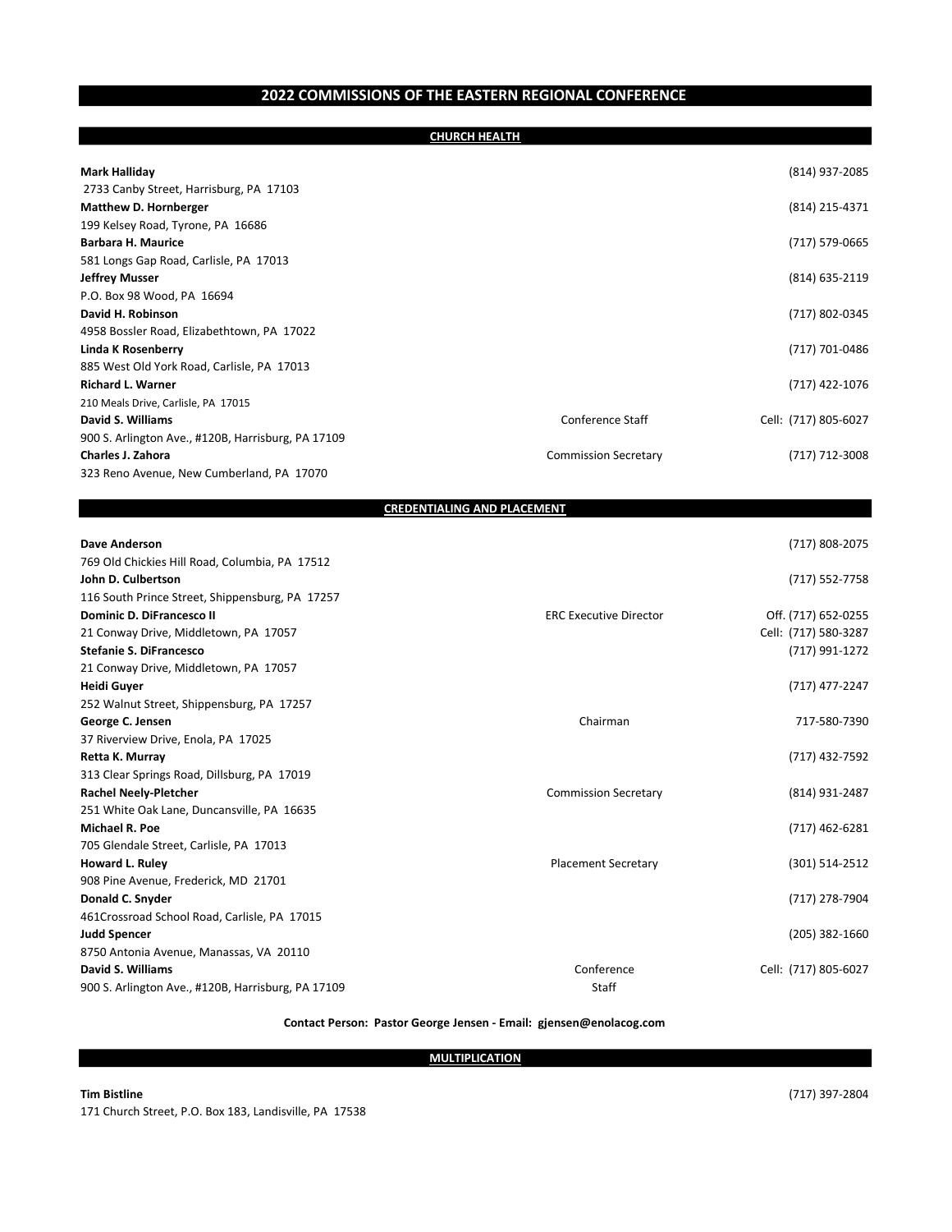# 2022 COMMISSIONS OF THE EASTERN REGIONAL CONFERENCE

## CHURCH HEALTH

| Name / Address | Role | Phone |
|---|---|---|
| **Mark Halliday**<br>2733 Canby Street, Harrisburg, PA 17103 | | (814) 937-2085 |
| **Matthew D. Hornberger**<br>199 Kelsey Road, Tyrone, PA 16686 | | (814) 215-4371 |
| **Barbara H. Maurice**<br>581 Longs Gap Road, Carlisle, PA 17013 | | (717) 579-0665 |
| **Jeffrey Musser**<br>P.O. Box 98 Wood, PA 16694 | | (814) 635-2119 |
| **David H. Robinson**<br>4958 Bossler Road, Elizabethtown, PA 17022 | | (717) 802-0345 |
| **Linda K Rosenberry**<br>885 West Old York Road, Carlisle, PA 17013 | | (717) 701-0486 |
| **Richard L. Warner**<br>210 Meals Drive, Carlisle, PA 17015 | | (717) 422-1076 |
| **David S. Williams**<br>900 S. Arlington Ave., #120B, Harrisburg, PA 17109 | Conference Staff | Cell: (717) 805-6027 |
| **Charles J. Zahora**<br>323 Reno Avenue, New Cumberland, PA 17070 | Commission Secretary | (717) 712-3008 |

## CREDENTIALING AND PLACEMENT

| Name / Address | Role | Phone |
|---|---|---|
| **Dave Anderson**<br>769 Old Chickies Hill Road, Columbia, PA 17512 | | (717) 808-2075 |
| **John D. Culbertson**<br>116 South Prince Street, Shippensburg, PA 17257 | | (717) 552-7758 |
| **Dominic D. DiFrancesco II**<br>21 Conway Drive, Middletown, PA 17057 | ERC Executive Director | Off. (717) 652-0255<br>Cell: (717) 580-3287 |
| **Stefanie S. DiFrancesco**<br>21 Conway Drive, Middletown, PA 17057 | | (717) 991-1272 |
| **Heidi Guyer**<br>252 Walnut Street, Shippensburg, PA 17257 | | (717) 477-2247 |
| **George C. Jensen**<br>37 Riverview Drive, Enola, PA 17025 | Chairman | 717-580-7390 |
| **Retta K. Murray**<br>313 Clear Springs Road, Dillsburg, PA 17019 | | (717) 432-7592 |
| **Rachel Neely-Pletcher**<br>251 White Oak Lane, Duncansville, PA 16635 | Commission Secretary | (814) 931-2487 |
| **Michael R. Poe**<br>705 Glendale Street, Carlisle, PA 17013 | | (717) 462-6281 |
| **Howard L. Ruley**<br>908 Pine Avenue, Frederick, MD 21701 | Placement Secretary | (301) 514-2512 |
| **Donald C. Snyder**<br>461Crossroad School Road, Carlisle, PA 17015 | | (717) 278-7904 |
| **Judd Spencer**<br>8750 Antonia Avenue, Manassas, VA 20110 | | (205) 382-1660 |
| **David S. Williams**<br>900 S. Arlington Ave., #120B, Harrisburg, PA 17109 | Conference Staff | Cell: (717) 805-6027 |

**Contact Person: Pastor George Jensen - Email: gjensen@enolacog.com**

## MULTIPLICATION

| Name / Address | Role | Phone |
|---|---|---|
| **Tim Bistline**<br>171 Church Street, P.O. Box 183, Landisville, PA 17538 | | (717) 397-2804 |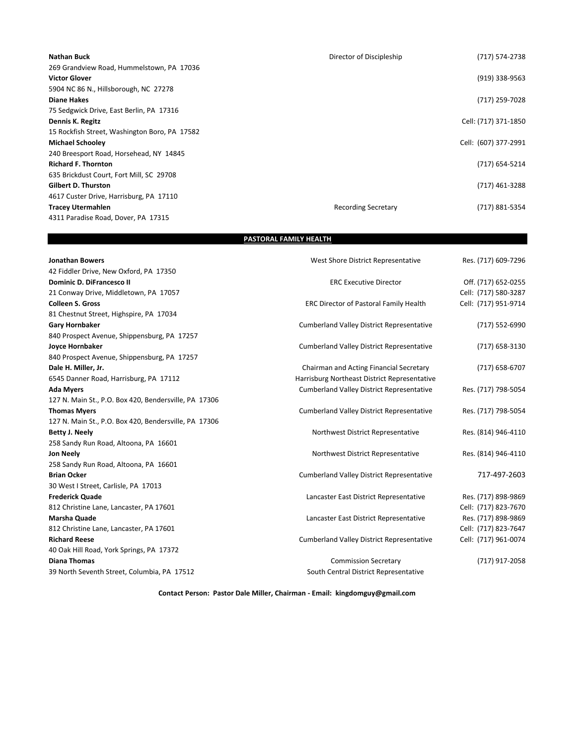| Name / Address | Position | Phone |
|---|---|---|
| **Nathan Buck**<br>269 Grandview Road, Hummelstown, PA 17036 | Director of Discipleship | (717) 574-2738 |
| **Victor Glover**<br>5904 NC 86 N., Hillsborough, NC 27278 | | (919) 338-9563 |
| **Diane Hakes**<br>75 Sedgwick Drive, East Berlin, PA 17316 | | (717) 259-7028 |
| **Dennis K. Regitz**<br>15 Rockfish Street, Washington Boro, PA 17582 | | Cell: (717) 371-1850 |
| **Michael Schooley**<br>240 Breesport Road, Horsehead, NY 14845 | | Cell: (607) 377-2991 |
| **Richard F. Thornton**<br>635 Brickdust Court, Fort Mill, SC 29708 | | (717) 654-5214 |
| **Gilbert D. Thurston**<br>4617 Custer Drive, Harrisburg, PA 17110 | | (717) 461-3288 |
| **Tracey Utermahlen**<br>4311 Paradise Road, Dover, PA 17315 | Recording Secretary | (717) 881-5354 |

## PASTORAL FAMILY HEALTH

| Name / Address | Position | Phone |
|---|---|---|
| **Jonathan Bowers**<br>42 Fiddler Drive, New Oxford, PA 17350 | West Shore District Representative | Res. (717) 609-7296 |
| **Dominic D. DiFrancesco II**<br>21 Conway Drive, Middletown, PA 17057 | ERC Executive Director | Off. (717) 652-0255<br>Cell: (717) 580-3287 |
| **Colleen S. Gross**<br>81 Chestnut Street, Highspire, PA 17034 | ERC Director of Pastoral Family Health | Cell: (717) 951-9714 |
| **Gary Hornbaker**<br>840 Prospect Avenue, Shippensburg, PA 17257 | Cumberland Valley District Representative | (717) 552-6990 |
| **Joyce Hornbaker**<br>840 Prospect Avenue, Shippensburg, PA 17257 | Cumberland Valley District Representative | (717) 658-3130 |
| **Dale H. Miller, Jr.**<br>6545 Danner Road, Harrisburg, PA 17112 | Chairman and Acting Financial Secretary<br>Harrisburg Northeast District Representative | (717) 658-6707 |
| **Ada Myers**<br>127 N. Main St., P.O. Box 420, Bendersville, PA 17306 | Cumberland Valley District Representative | Res. (717) 798-5054 |
| **Thomas Myers**<br>127 N. Main St., P.O. Box 420, Bendersville, PA 17306 | Cumberland Valley District Representative | Res. (717) 798-5054 |
| **Betty J. Neely**<br>258 Sandy Run Road, Altoona, PA 16601 | Northwest District Representative | Res. (814) 946-4110 |
| **Jon Neely**<br>258 Sandy Run Road, Altoona, PA 16601 | Northwest District Representative | Res. (814) 946-4110 |
| **Brian Ocker**<br>30 West I Street, Carlisle, PA 17013 | Cumberland Valley District Representative | 717-497-2603 |
| **Frederick Quade**<br>812 Christine Lane, Lancaster, PA 17601 | Lancaster East District Representative | Res. (717) 898-9869<br>Cell: (717) 823-7670 |
| **Marsha Quade**<br>812 Christine Lane, Lancaster, PA 17601 | Lancaster East District Representative | Res. (717) 898-9869<br>Cell: (717) 823-7647 |
| **Richard Reese**<br>40 Oak Hill Road, York Springs, PA 17372 | Cumberland Valley District Representative | Cell: (717) 961-0074 |
| **Diana Thomas**<br>39 North Seventh Street, Columbia, PA 17512 | Commission Secretary<br>South Central District Representative | (717) 917-2058 |

**Contact Person: Pastor Dale Miller, Chairman - Email: kingdomguy@gmail.com**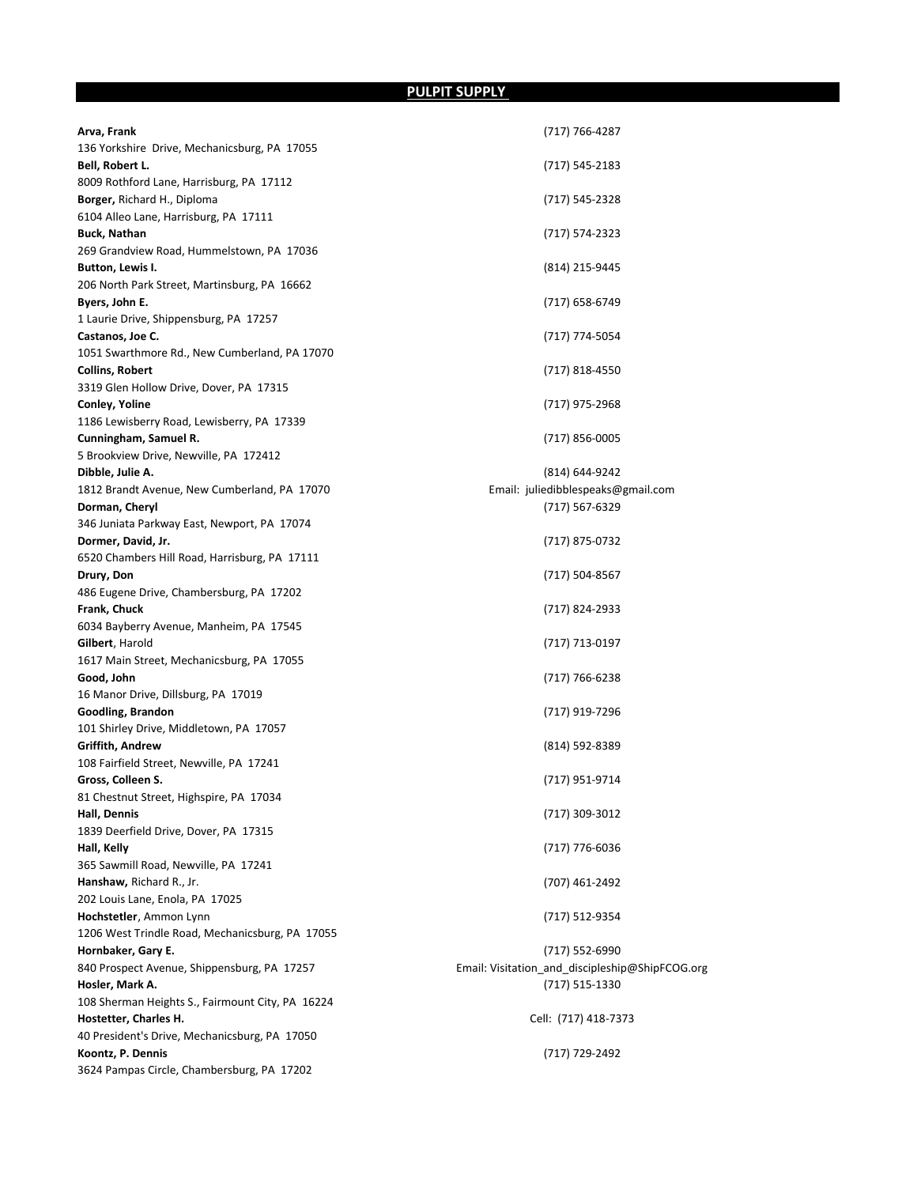## PULPIT SUPPLY

**Arva, Frank** (717) 766-4287
136 Yorkshire Drive, Mechanicsburg, PA 17055

**Bell, Robert L.** (717) 545-2183
8009 Rothford Lane, Harrisburg, PA 17112

**Borger,** Richard H., Diploma (717) 545-2328
6104 Alleo Lane, Harrisburg, PA 17111

**Buck, Nathan** (717) 574-2323
269 Grandview Road, Hummelstown, PA 17036

**Button, Lewis I.** (814) 215-9445
206 North Park Street, Martinsburg, PA 16662

**Byers, John E.** (717) 658-6749
1 Laurie Drive, Shippensburg, PA 17257

**Castanos, Joe C.** (717) 774-5054
1051 Swarthmore Rd., New Cumberland, PA 17070

**Collins, Robert** (717) 818-4550
3319 Glen Hollow Drive, Dover, PA 17315

**Conley, Yoline** (717) 975-2968
1186 Lewisberry Road, Lewisberry, PA 17339

**Cunningham, Samuel R.** (717) 856-0005
5 Brookview Drive, Newville, PA 172412

**Dibble, Julie A.** (814) 644-9242
1812 Brandt Avenue, New Cumberland, PA 17070
Email: juliedibblespeaks@gmail.com

**Dorman, Cheryl** (717) 567-6329
346 Juniata Parkway East, Newport, PA 17074

**Dormer, David, Jr.** (717) 875-0732
6520 Chambers Hill Road, Harrisburg, PA 17111

**Drury, Don** (717) 504-8567
486 Eugene Drive, Chambersburg, PA 17202

**Frank, Chuck** (717) 824-2933
6034 Bayberry Avenue, Manheim, PA 17545

**Gilbert**, Harold (717) 713-0197
1617 Main Street, Mechanicsburg, PA 17055

**Good, John** (717) 766-6238
16 Manor Drive, Dillsburg, PA 17019

**Goodling, Brandon** (717) 919-7296
101 Shirley Drive, Middletown, PA 17057

**Griffith, Andrew** (814) 592-8389
108 Fairfield Street, Newville, PA 17241

**Gross, Colleen S.** (717) 951-9714
81 Chestnut Street, Highspire, PA 17034

**Hall, Dennis** (717) 309-3012
1839 Deerfield Drive, Dover, PA 17315

**Hall, Kelly** (717) 776-6036
365 Sawmill Road, Newville, PA 17241

**Hanshaw,** Richard R., Jr. (707) 461-2492
202 Louis Lane, Enola, PA 17025

**Hochstetler**, Ammon Lynn (717) 512-9354
1206 West Trindle Road, Mechanicsburg, PA 17055

**Hornbaker, Gary E.** (717) 552-6990
840 Prospect Avenue, Shippensburg, PA 17257
Email: Visitation_and_discipleship@ShipFCOG.org

**Hosler, Mark A.** (717) 515-1330
108 Sherman Heights S., Fairmount City, PA 16224

**Hostetter, Charles H.** Cell: (717) 418-7373
40 President's Drive, Mechanicsburg, PA 17050

**Koontz, P. Dennis** (717) 729-2492
3624 Pampas Circle, Chambersburg, PA 17202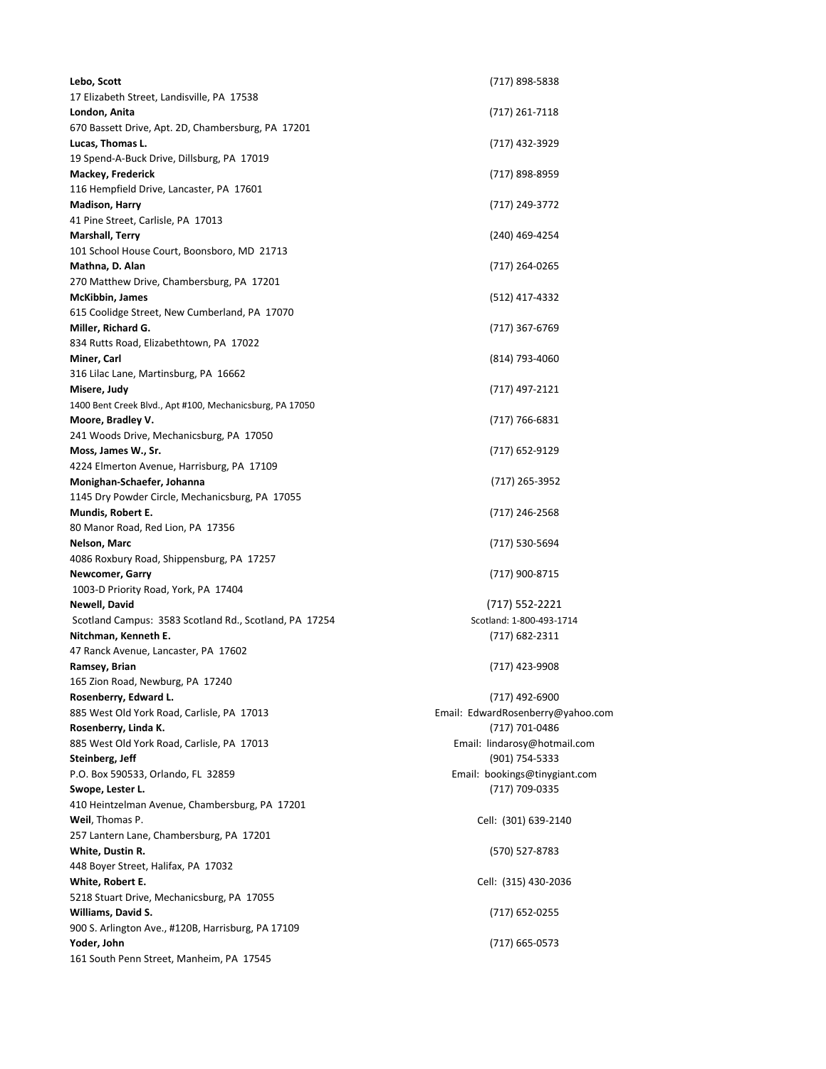**Lebo, Scott** (717) 898-5838
17 Elizabeth Street, Landisville, PA 17538

**London, Anita** (717) 261-7118
670 Bassett Drive, Apt. 2D, Chambersburg, PA 17201

**Lucas, Thomas L.** (717) 432-3929
19 Spend-A-Buck Drive, Dillsburg, PA 17019

**Mackey, Frederick** (717) 898-8959
116 Hempfield Drive, Lancaster, PA 17601

**Madison, Harry** (717) 249-3772
41 Pine Street, Carlisle, PA 17013

**Marshall, Terry** (240) 469-4254
101 School House Court, Boonsboro, MD 21713

**Mathna, D. Alan** (717) 264-0265
270 Matthew Drive, Chambersburg, PA 17201

**McKibbin, James** (512) 417-4332
615 Coolidge Street, New Cumberland, PA 17070

**Miller, Richard G.** (717) 367-6769
834 Rutts Road, Elizabethtown, PA 17022

**Miner, Carl** (814) 793-4060
316 Lilac Lane, Martinsburg, PA 16662

**Misere, Judy** (717) 497-2121
1400 Bent Creek Blvd., Apt #100, Mechanicsburg, PA 17050

**Moore, Bradley V.** (717) 766-6831
241 Woods Drive, Mechanicsburg, PA 17050

**Moss, James W., Sr.** (717) 652-9129
4224 Elmerton Avenue, Harrisburg, PA 17109

**Monighan-Schaefer, Johanna** (717) 265-3952
1145 Dry Powder Circle, Mechanicsburg, PA 17055

**Mundis, Robert E.** (717) 246-2568
80 Manor Road, Red Lion, PA 17356

**Nelson, Marc** (717) 530-5694
4086 Roxbury Road, Shippensburg, PA 17257

**Newcomer, Garry** (717) 900-8715
1003-D Priority Road, York, PA 17404

**Newell, David** (717) 552-2221
Scotland Campus: 3583 Scotland Rd., Scotland, PA 17254 Scotland: 1-800-493-1714

**Nitchman, Kenneth E.** (717) 682-2311
47 Ranck Avenue, Lancaster, PA 17602

**Ramsey, Brian** (717) 423-9908
165 Zion Road, Newburg, PA 17240

**Rosenberry, Edward L.** (717) 492-6900
885 West Old York Road, Carlisle, PA 17013 Email: EdwardRosenberry@yahoo.com

**Rosenberry, Linda K.** (717) 701-0486
885 West Old York Road, Carlisle, PA 17013 Email: lindarosy@hotmail.com

**Steinberg, Jeff** (901) 754-5333
P.O. Box 590533, Orlando, FL 32859 Email: bookings@tinygiant.com

**Swope, Lester L.** (717) 709-0335
410 Heintzelman Avenue, Chambersburg, PA 17201

**Weil**, Thomas P. Cell: (301) 639-2140
257 Lantern Lane, Chambersburg, PA 17201

**White, Dustin R.** (570) 527-8783
448 Boyer Street, Halifax, PA 17032

**White, Robert E.** Cell: (315) 430-2036
5218 Stuart Drive, Mechanicsburg, PA 17055

**Williams, David S.** (717) 652-0255
900 S. Arlington Ave., #120B, Harrisburg, PA 17109

**Yoder, John** (717) 665-0573
161 South Penn Street, Manheim, PA 17545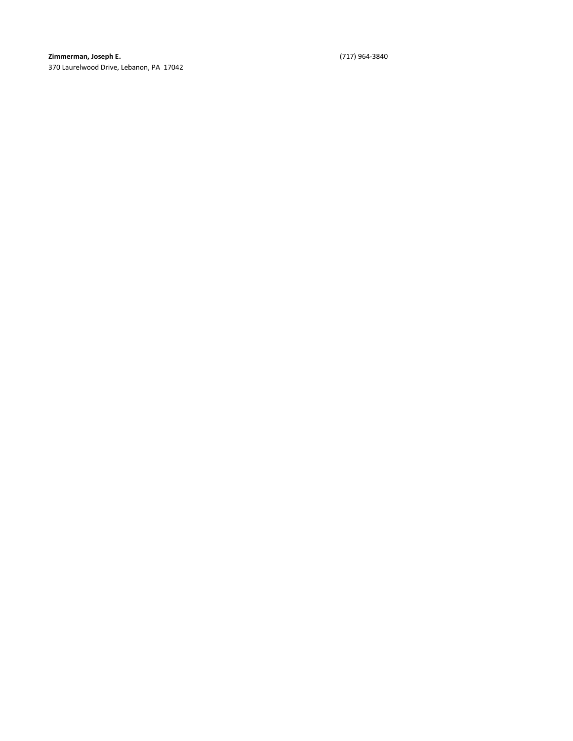**Zimmerman, Joseph E.** (717) 964-3840
370 Laurelwood Drive, Lebanon, PA 17042